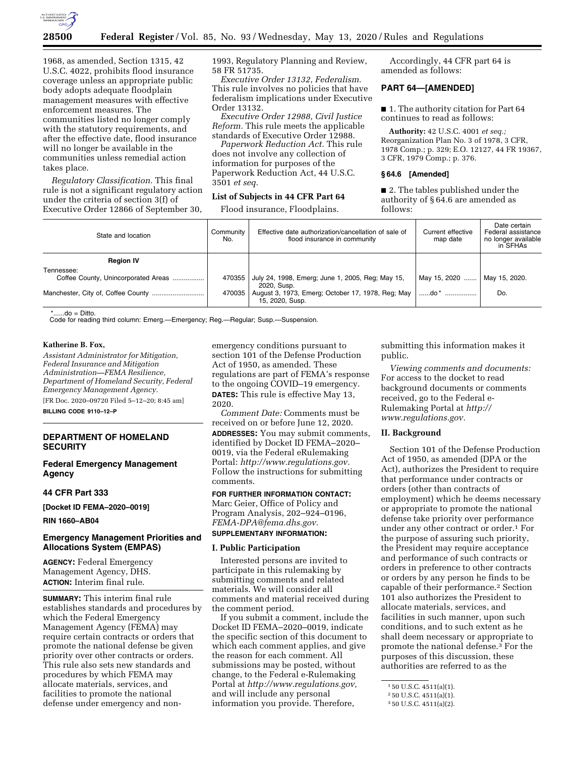1968, as amended, Section 1315, 42 U.S.C. 4022, prohibits flood insurance coverage unless an appropriate public body adopts adequate floodplain management measures with effective enforcement measures. The communities listed no longer comply with the statutory requirements, and after the effective date, flood insurance will no longer be available in the communities unless remedial action takes place.

*Regulatory Classification.* This final rule is not a significant regulatory action under the criteria of section 3(f) of Executive Order 12866 of September 30, 1993, Regulatory Planning and Review, 58 FR 51735.

*Executive Order 13132, Federalism.* This rule involves no policies that have federalism implications under Executive Order 13132.

*Executive Order 12988, Civil Justice Reform.* This rule meets the applicable standards of Executive Order 12988.

*Paperwork Reduction Act.* This rule does not involve any collection of information for purposes of the Paperwork Reduction Act, 44 U.S.C. 3501 *et seq.*

### List of Subjects in 44 CFR Part 64

Flood insurance, Floodplains.

Accordingly, 44 CFR part 64 is amended as follows:

## PART 64—[AMENDED]

■ 1. The authority citation for Part 64 continues to read as follows:

**Authority:** 42 U.S.C. 4001 *et seq.*; Reorganization Plan No. 3 of 1978, 3 CFR, 1978 Comp.; p. 329; E.O. 12127, 44 FR 19367, 3 CFR, 1979 Comp.; p. 376.

### § 64.6 [Amended]

■ 2. The tables published under the authority of § 64.6 are amended as follows:

| State and location | Community No. | Effective date authorization/cancellation of sale of flood insurance in community | Current effective map date | Date certain Federal assistance no longer available in SFHAs |
|---|---|---|---|---|
| **Region IV** | | | | |
| Tennessee: | | | | |
| Coffee County, Unincorporated Areas | 470355 | July 24, 1998, Emerg; June 1, 2005, Reg; May 15, 2020, Susp. | May 15, 2020 | May 15, 2020. |
| Manchester, City of, Coffee County | 470035 | August 3, 1973, Emerg; October 17, 1978, Reg; May 15, 2020, Susp. | ......do* | Do. |

*......do = Ditto.

Code for reading third column: Emerg.—Emergency; Reg.—Regular; Susp.—Suspension.

**Katherine B. Fox,**

*Assistant Administrator for Mitigation, Federal Insurance and Mitigation Administration—FEMA Resilience, Department of Homeland Security, Federal Emergency Management Agency.*

[FR Doc. 2020–09720 Filed 5–12–20; 8:45 am]

**BILLING CODE 9110–12–P**

## DEPARTMENT OF HOMELAND SECURITY

## Federal Emergency Management Agency

## 44 CFR Part 333

**[Docket ID FEMA–2020–0019]**

**RIN 1660–AB04**

## Emergency Management Priorities and Allocations System (EMPAS)

**AGENCY:** Federal Emergency Management Agency, DHS.

**ACTION:** Interim final rule.

**SUMMARY:** This interim final rule establishes standards and procedures by which the Federal Emergency Management Agency (FEMA) may require certain contracts or orders that promote the national defense be given priority over other contracts or orders. This rule also sets new standards and procedures by which FEMA may allocate materials, services, and facilities to promote the national defense under emergency and non-emergency conditions pursuant to section 101 of the Defense Production Act of 1950, as amended. These regulations are part of FEMA's response to the ongoing COVID–19 emergency.

**DATES:** This rule is effective May 13, 2020.

*Comment Date:* Comments must be received on or before June 12, 2020.

**ADDRESSES:** You may submit comments, identified by Docket ID FEMA–2020–0019, via the Federal eRulemaking Portal: *http://www.regulations.gov.* Follow the instructions for submitting comments.

**FOR FURTHER INFORMATION CONTACT:** Marc Geier, Office of Policy and Program Analysis, 202–924–0196, *FEMA-DPA@fema.dhs.gov.*

**SUPPLEMENTARY INFORMATION:**

### I. Public Participation

Interested persons are invited to participate in this rulemaking by submitting comments and related materials. We will consider all comments and material received during the comment period.

If you submit a comment, include the Docket ID FEMA–2020–0019, indicate the specific section of this document to which each comment applies, and give the reason for each comment. All submissions may be posted, without change, to the Federal e-Rulemaking Portal at *http://www.regulations.gov,* and will include any personal information you provide. Therefore, submitting this information makes it public.

*Viewing comments and documents:* For access to the docket to read background documents or comments received, go to the Federal e-Rulemaking Portal at *http://www.regulations.gov.*

### II. Background

Section 101 of the Defense Production Act of 1950, as amended (DPA or the Act), authorizes the President to require that performance under contracts or orders (other than contracts of employment) which he deems necessary or appropriate to promote the national defense take priority over performance under any other contract or order.[1] For the purpose of assuring such priority, the President may require acceptance and performance of such contracts or orders in preference to other contracts or orders by any person he finds to be capable of their performance.[2] Section 101 also authorizes the President to allocate materials, services, and facilities in such manner, upon such conditions, and to such extent as he shall deem necessary or appropriate to promote the national defense.[3] For the purposes of this discussion, these authorities are referred to as the

[1] 50 U.S.C. 4511(a)(1).

[2] 50 U.S.C. 4511(a)(1).

[3] 50 U.S.C. 4511(a)(2).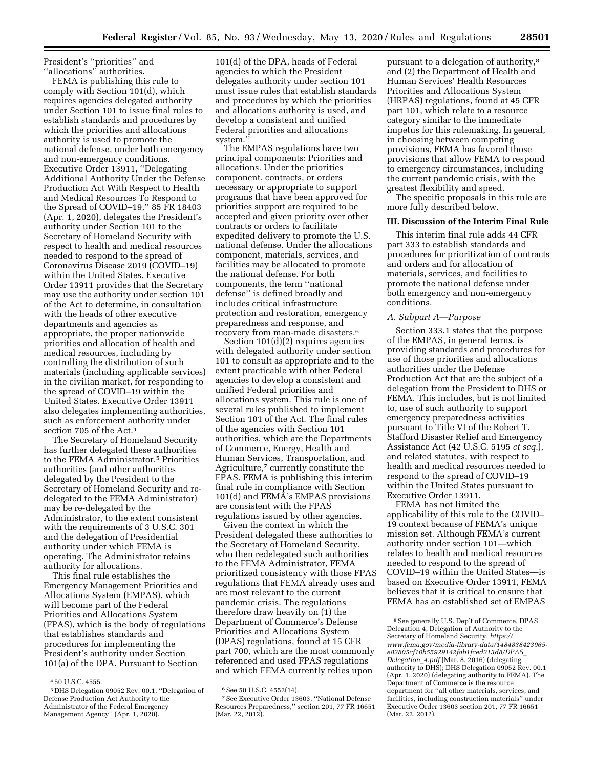President's "priorities" and "allocations" authorities.

FEMA is publishing this rule to comply with Section 101(d), which requires agencies delegated authority under Section 101 to issue final rules to establish standards and procedures by which the priorities and allocations authority is used to promote the national defense, under both emergency and non-emergency conditions. Executive Order 13911, "Delegating Additional Authority Under the Defense Production Act With Respect to Health and Medical Resources To Respond to the Spread of COVID–19," 85 FR 18403 (Apr. 1, 2020), delegates the President's authority under Section 101 to the Secretary of Homeland Security with respect to health and medical resources needed to respond to the spread of Coronavirus Disease 2019 (COVID–19) within the United States. Executive Order 13911 provides that the Secretary may use the authority under section 101 of the Act to determine, in consultation with the heads of other executive departments and agencies as appropriate, the proper nationwide priorities and allocation of health and medical resources, including by controlling the distribution of such materials (including applicable services) in the civilian market, for responding to the spread of COVID–19 within the United States. Executive Order 13911 also delegates implementing authorities, such as enforcement authority under section 705 of the Act.[4]

The Secretary of Homeland Security has further delegated these authorities to the FEMA Administrator.[5] Priorities authorities (and other authorities delegated by the President to the Secretary of Homeland Security and re-delegated to the FEMA Administrator) may be re-delegated by the Administrator, to the extent consistent with the requirements of 3 U.S.C. 301 and the delegation of Presidential authority under which FEMA is operating. The Administrator retains authority for allocations.

This final rule establishes the Emergency Management Priorities and Allocations System (EMPAS), which will become part of the Federal Priorities and Allocations System (FPAS), which is the body of regulations that establishes standards and procedures for implementing the President's authority under Section 101(a) of the DPA. Pursuant to Section 101(d) of the DPA, heads of Federal agencies to which the President delegates authority under section 101 must issue rules that establish standards and procedures by which the priorities and allocations authority is used, and develop a consistent and unified Federal priorities and allocations system."

The EMPAS regulations have two principal components: Priorities and allocations. Under the priorities component, contracts, or orders necessary or appropriate to support programs that have been approved for priorities support are required to be accepted and given priority over other contracts or orders to facilitate expedited delivery to promote the U.S. national defense. Under the allocations component, materials, services, and facilities may be allocated to promote the national defense. For both components, the term "national defense" is defined broadly and includes critical infrastructure protection and restoration, emergency preparedness and response, and recovery from man-made disasters.[6]

Section 101(d)(2) requires agencies with delegated authority under section 101 to consult as appropriate and to the extent practicable with other Federal agencies to develop a consistent and unified Federal priorities and allocations system. This rule is one of several rules published to implement Section 101 of the Act. The final rules of the agencies with Section 101 authorities, which are the Departments of Commerce, Energy, Health and Human Services, Transportation, and Agriculture,[7] currently constitute the FPAS. FEMA is publishing this interim final rule in compliance with Section 101(d) and FEMA's EMPAS provisions are consistent with the FPAS regulations issued by other agencies.

Given the context in which the President delegated these authorities to the Secretary of Homeland Security, who then redelegated such authorities to the FEMA Administrator, FEMA prioritized consistency with those FPAS regulations that FEMA already uses and are most relevant to the current pandemic crisis. The regulations therefore draw heavily on (1) the Department of Commerce's Defense Priorities and Allocations System (DPAS) regulations, found at 15 CFR part 700, which are the most commonly referenced and used FPAS regulations and which FEMA currently relies upon pursuant to a delegation of authority,[8] and (2) the Department of Health and Human Services' Health Resources Priorities and Allocations System (HRPAS) regulations, found at 45 CFR part 101, which relate to a resource category similar to the immediate impetus for this rulemaking. In general, in choosing between competing provisions, FEMA has favored those provisions that allow FEMA to respond to emergency circumstances, including the current pandemic crisis, with the greatest flexibility and speed.

The specific proposals in this rule are more fully described below.

## III. Discussion of the Interim Final Rule

This interim final rule adds 44 CFR part 333 to establish standards and procedures for prioritization of contracts and orders and for allocation of materials, services, and facilities to promote the national defense under both emergency and non-emergency conditions.

### *A. Subpart A—Purpose*

Section 333.1 states that the purpose of the EMPAS, in general terms, is providing standards and procedures for use of those priorities and allocations authorities under the Defense Production Act that are the subject of a delegation from the President to DHS or FEMA. This includes, but is not limited to, use of such authority to support emergency preparedness activities pursuant to Title VI of the Robert T. Stafford Disaster Relief and Emergency Assistance Act (42 U.S.C. 5195 *et seq.*), and related statutes, with respect to health and medical resources needed to respond to the spread of COVID–19 within the United States pursuant to Executive Order 13911.

FEMA has not limited the applicability of this rule to the COVID–19 context because of FEMA's unique mission set. Although FEMA's current authority under section 101—which relates to health and medical resources needed to respond to the spread of COVID–19 within the United States—is based on Executive Order 13911, FEMA believes that it is critical to ensure that FEMA has an established set of EMPAS

---

[4] 50 U.S.C. 4555.

[5] DHS Delegation 09052 Rev. 00.1, "Delegation of Defense Production Act Authority to the Administrator of the Federal Emergency Management Agency" (Apr. 1, 2020).

[6] See 50 U.S.C. 4552(14).

[7] See Executive Order 13603, "National Defense Resources Preparedness," section 201, 77 FR 16651 (Mar. 22, 2012).

[8] See generally U.S. Dep't of Commerce, DPAS Delegation 4, Delegation of Authority to the Secretary of Homeland Security, *https://www.fema.gov/media-library-data/1484838423965-e82805cf10b55929142fab1fced213d8/DPAS_Delegation_4.pdf* (Mar. 8, 2016) (delegating authority to DHS); DHS Delegation 09052 Rev. 00.1 (Apr. 1, 2020) (delegating authority to FEMA). The Department of Commerce is the resource department for "all other materials, services, and facilities, including construction materials" under Executive Order 13603 section 201, 77 FR 16651 (Mar. 22, 2012).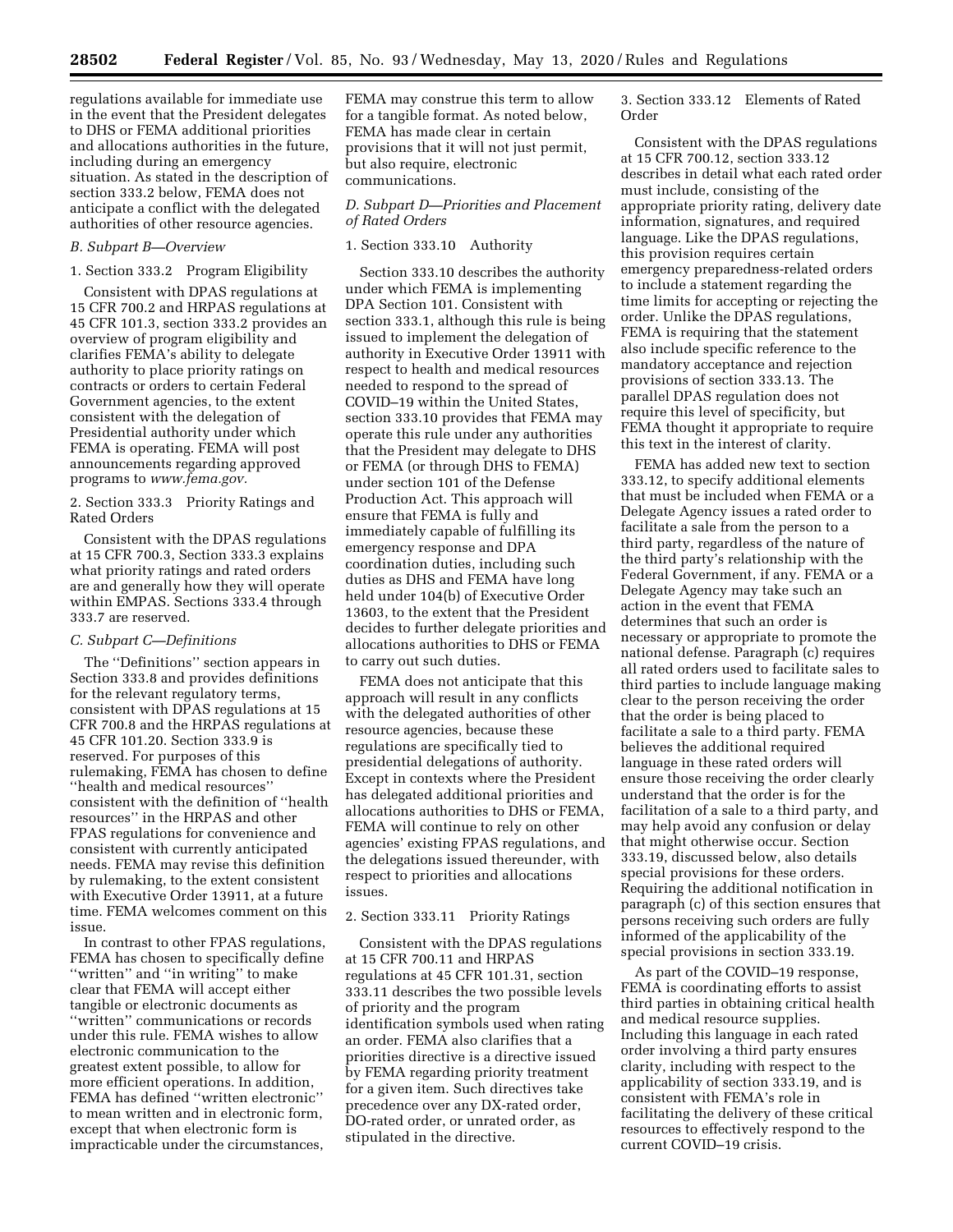regulations available for immediate use in the event that the President delegates to DHS or FEMA additional priorities and allocations authorities in the future, including during an emergency situation. As stated in the description of section 333.2 below, FEMA does not anticipate a conflict with the delegated authorities of other resource agencies.

### *B. Subpart B—Overview*

1. Section 333.2 Program Eligibility

Consistent with DPAS regulations at 15 CFR 700.2 and HRPAS regulations at 45 CFR 101.3, section 333.2 provides an overview of program eligibility and clarifies FEMA's ability to delegate authority to place priority ratings on contracts or orders to certain Federal Government agencies, to the extent consistent with the delegation of Presidential authority under which FEMA is operating. FEMA will post announcements regarding approved programs to *www.fema.gov.*

2. Section 333.3 Priority Ratings and Rated Orders

Consistent with the DPAS regulations at 15 CFR 700.3, Section 333.3 explains what priority ratings and rated orders are and generally how they will operate within EMPAS. Sections 333.4 through 333.7 are reserved.

### *C. Subpart C—Definitions*

The ''Definitions'' section appears in Section 333.8 and provides definitions for the relevant regulatory terms, consistent with DPAS regulations at 15 CFR 700.8 and the HRPAS regulations at 45 CFR 101.20. Section 333.9 is reserved. For purposes of this rulemaking, FEMA has chosen to define ''health and medical resources'' consistent with the definition of ''health resources'' in the HRPAS and other FPAS regulations for convenience and consistent with currently anticipated needs. FEMA may revise this definition by rulemaking, to the extent consistent with Executive Order 13911, at a future time. FEMA welcomes comment on this issue.

In contrast to other FPAS regulations, FEMA has chosen to specifically define ''written'' and ''in writing'' to make clear that FEMA will accept either tangible or electronic documents as ''written'' communications or records under this rule. FEMA wishes to allow electronic communication to the greatest extent possible, to allow for more efficient operations. In addition, FEMA has defined ''written electronic'' to mean written and in electronic form, except that when electronic form is impracticable under the circumstances, FEMA may construe this term to allow for a tangible format. As noted below, FEMA has made clear in certain provisions that it will not just permit, but also require, electronic communications.

### *D. Subpart D—Priorities and Placement of Rated Orders*

1. Section 333.10 Authority

Section 333.10 describes the authority under which FEMA is implementing DPA Section 101. Consistent with section 333.1, although this rule is being issued to implement the delegation of authority in Executive Order 13911 with respect to health and medical resources needed to respond to the spread of COVID–19 within the United States, section 333.10 provides that FEMA may operate this rule under any authorities that the President may delegate to DHS or FEMA (or through DHS to FEMA) under section 101 of the Defense Production Act. This approach will ensure that FEMA is fully and immediately capable of fulfilling its emergency response and DPA coordination duties, including such duties as DHS and FEMA have long held under 104(b) of Executive Order 13603, to the extent that the President decides to further delegate priorities and allocations authorities to DHS or FEMA to carry out such duties.

FEMA does not anticipate that this approach will result in any conflicts with the delegated authorities of other resource agencies, because these regulations are specifically tied to presidential delegations of authority. Except in contexts where the President has delegated additional priorities and allocations authorities to DHS or FEMA, FEMA will continue to rely on other agencies' existing FPAS regulations, and the delegations issued thereunder, with respect to priorities and allocations issues.

2. Section 333.11 Priority Ratings

Consistent with the DPAS regulations at 15 CFR 700.11 and HRPAS regulations at 45 CFR 101.31, section 333.11 describes the two possible levels of priority and the program identification symbols used when rating an order. FEMA also clarifies that a priorities directive is a directive issued by FEMA regarding priority treatment for a given item. Such directives take precedence over any DX-rated order, DO-rated order, or unrated order, as stipulated in the directive.

3. Section 333.12 Elements of Rated Order

Consistent with the DPAS regulations at 15 CFR 700.12, section 333.12 describes in detail what each rated order must include, consisting of the appropriate priority rating, delivery date information, signatures, and required language. Like the DPAS regulations, this provision requires certain emergency preparedness-related orders to include a statement regarding the time limits for accepting or rejecting the order. Unlike the DPAS regulations, FEMA is requiring that the statement also include specific reference to the mandatory acceptance and rejection provisions of section 333.13. The parallel DPAS regulation does not require this level of specificity, but FEMA thought it appropriate to require this text in the interest of clarity.

FEMA has added new text to section 333.12, to specify additional elements that must be included when FEMA or a Delegate Agency issues a rated order to facilitate a sale from the person to a third party, regardless of the nature of the third party's relationship with the Federal Government, if any. FEMA or a Delegate Agency may take such an action in the event that FEMA determines that such an order is necessary or appropriate to promote the national defense. Paragraph (c) requires all rated orders used to facilitate sales to third parties to include language making clear to the person receiving the order that the order is being placed to facilitate a sale to a third party. FEMA believes the additional required language in these rated orders will ensure those receiving the order clearly understand that the order is for the facilitation of a sale to a third party, and may help avoid any confusion or delay that might otherwise occur. Section 333.19, discussed below, also details special provisions for these orders. Requiring the additional notification in paragraph (c) of this section ensures that persons receiving such orders are fully informed of the applicability of the special provisions in section 333.19.

As part of the COVID–19 response, FEMA is coordinating efforts to assist third parties in obtaining critical health and medical resource supplies. Including this language in each rated order involving a third party ensures clarity, including with respect to the applicability of section 333.19, and is consistent with FEMA's role in facilitating the delivery of these critical resources to effectively respond to the current COVID–19 crisis.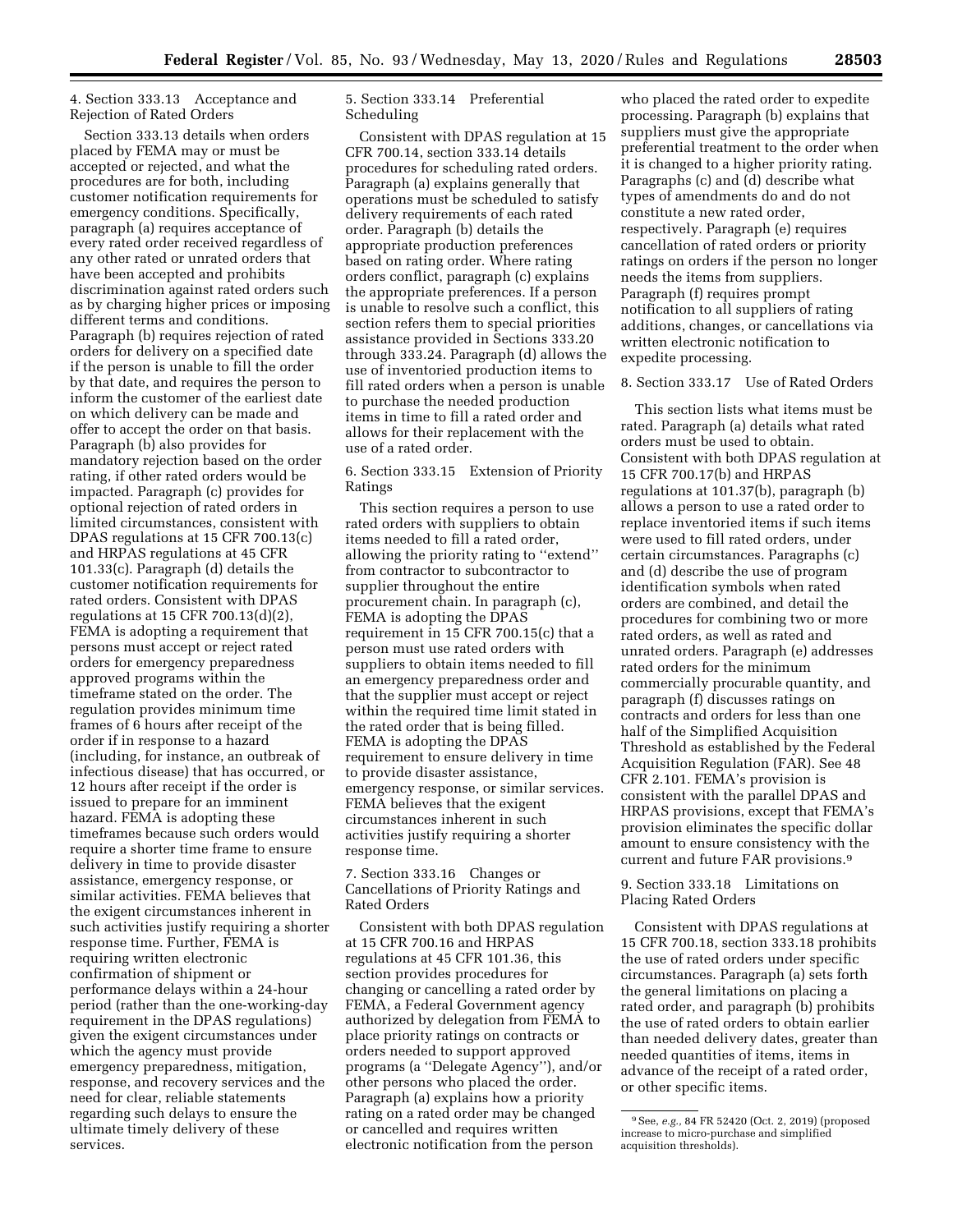4. Section 333.13 Acceptance and Rejection of Rated Orders

Section 333.13 details when orders placed by FEMA may or must be accepted or rejected, and what the procedures are for both, including customer notification requirements for emergency conditions. Specifically, paragraph (a) requires acceptance of every rated order received regardless of any other rated or unrated orders that have been accepted and prohibits discrimination against rated orders such as by charging higher prices or imposing different terms and conditions. Paragraph (b) requires rejection of rated orders for delivery on a specified date if the person is unable to fill the order by that date, and requires the person to inform the customer of the earliest date on which delivery can be made and offer to accept the order on that basis. Paragraph (b) also provides for mandatory rejection based on the order rating, if other rated orders would be impacted. Paragraph (c) provides for optional rejection of rated orders in limited circumstances, consistent with DPAS regulations at 15 CFR 700.13(c) and HRPAS regulations at 45 CFR 101.33(c). Paragraph (d) details the customer notification requirements for rated orders. Consistent with DPAS regulations at 15 CFR 700.13(d)(2), FEMA is adopting a requirement that persons must accept or reject rated orders for emergency preparedness approved programs within the timeframe stated on the order. The regulation provides minimum time frames of 6 hours after receipt of the order if in response to a hazard (including, for instance, an outbreak of infectious disease) that has occurred, or 12 hours after receipt if the order is issued to prepare for an imminent hazard. FEMA is adopting these timeframes because such orders would require a shorter time frame to ensure delivery in time to provide disaster assistance, emergency response, or similar activities. FEMA believes that the exigent circumstances inherent in such activities justify requiring a shorter response time. Further, FEMA is requiring written electronic confirmation of shipment or performance delays within a 24-hour period (rather than the one-working-day requirement in the DPAS regulations) given the exigent circumstances under which the agency must provide emergency preparedness, mitigation, response, and recovery services and the need for clear, reliable statements regarding such delays to ensure the ultimate timely delivery of these services.

5. Section 333.14 Preferential Scheduling

Consistent with DPAS regulation at 15 CFR 700.14, section 333.14 details procedures for scheduling rated orders. Paragraph (a) explains generally that operations must be scheduled to satisfy delivery requirements of each rated order. Paragraph (b) details the appropriate production preferences based on rating order. Where rating orders conflict, paragraph (c) explains the appropriate preferences. If a person is unable to resolve such a conflict, this section refers them to special priorities assistance provided in Sections 333.20 through 333.24. Paragraph (d) allows the use of inventoried production items to fill rated orders when a person is unable to purchase the needed production items in time to fill a rated order and allows for their replacement with the use of a rated order.

6. Section 333.15 Extension of Priority Ratings

This section requires a person to use rated orders with suppliers to obtain items needed to fill a rated order, allowing the priority rating to ''extend'' from contractor to subcontractor to supplier throughout the entire procurement chain. In paragraph (c), FEMA is adopting the DPAS requirement in 15 CFR 700.15(c) that a person must use rated orders with suppliers to obtain items needed to fill an emergency preparedness order and that the supplier must accept or reject within the required time limit stated in the rated order that is being filled. FEMA is adopting the DPAS requirement to ensure delivery in time to provide disaster assistance, emergency response, or similar services. FEMA believes that the exigent circumstances inherent in such activities justify requiring a shorter response time.

7. Section 333.16 Changes or Cancellations of Priority Ratings and Rated Orders

Consistent with both DPAS regulation at 15 CFR 700.16 and HRPAS regulations at 45 CFR 101.36, this section provides procedures for changing or cancelling a rated order by FEMA, a Federal Government agency authorized by delegation from FEMA to place priority ratings on contracts or orders needed to support approved programs (a ''Delegate Agency''), and/or other persons who placed the order. Paragraph (a) explains how a priority rating on a rated order may be changed or cancelled and requires written electronic notification from the person who placed the rated order to expedite processing. Paragraph (b) explains that suppliers must give the appropriate preferential treatment to the order when it is changed to a higher priority rating. Paragraphs (c) and (d) describe what types of amendments do and do not constitute a new rated order, respectively. Paragraph (e) requires cancellation of rated orders or priority ratings on orders if the person no longer needs the items from suppliers. Paragraph (f) requires prompt notification to all suppliers of rating additions, changes, or cancellations via written electronic notification to expedite processing.

8. Section 333.17 Use of Rated Orders

This section lists what items must be rated. Paragraph (a) details what rated orders must be used to obtain. Consistent with both DPAS regulation at 15 CFR 700.17(b) and HRPAS regulations at 101.37(b), paragraph (b) allows a person to use a rated order to replace inventoried items if such items were used to fill rated orders, under certain circumstances. Paragraphs (c) and (d) describe the use of program identification symbols when rated orders are combined, and detail the procedures for combining two or more rated orders, as well as rated and unrated orders. Paragraph (e) addresses rated orders for the minimum commercially procurable quantity, and paragraph (f) discusses ratings on contracts and orders for less than one half of the Simplified Acquisition Threshold as established by the Federal Acquisition Regulation (FAR). See 48 CFR 2.101. FEMA's provision is consistent with the parallel DPAS and HRPAS provisions, except that FEMA's provision eliminates the specific dollar amount to ensure consistency with the current and future FAR provisions.[9]

9. Section 333.18 Limitations on Placing Rated Orders

Consistent with DPAS regulations at 15 CFR 700.18, section 333.18 prohibits the use of rated orders under specific circumstances. Paragraph (a) sets forth the general limitations on placing a rated order, and paragraph (b) prohibits the use of rated orders to obtain earlier than needed delivery dates, greater than needed quantities of items, items in advance of the receipt of a rated order, or other specific items.

[9] See, *e.g.*, 84 FR 52420 (Oct. 2, 2019) (proposed increase to micro-purchase and simplified acquisition thresholds).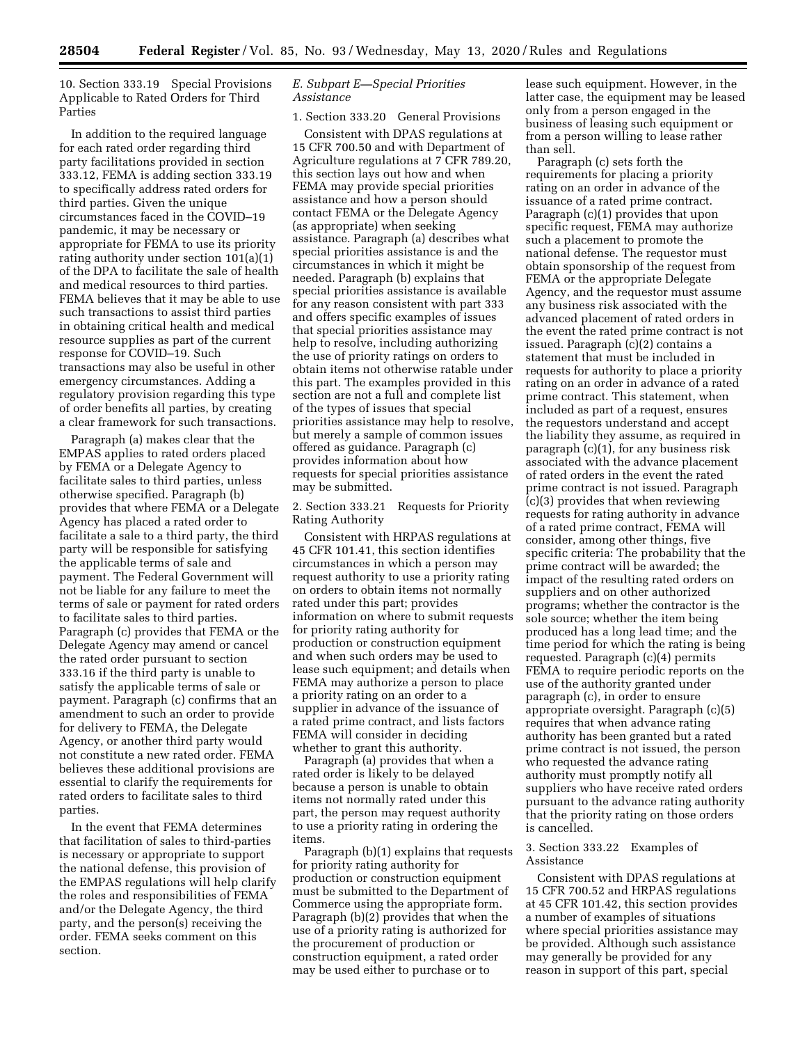10. Section 333.19 Special Provisions Applicable to Rated Orders for Third Parties

In addition to the required language for each rated order regarding third party facilitations provided in section 333.12, FEMA is adding section 333.19 to specifically address rated orders for third parties. Given the unique circumstances faced in the COVID–19 pandemic, it may be necessary or appropriate for FEMA to use its priority rating authority under section 101(a)(1) of the DPA to facilitate the sale of health and medical resources to third parties. FEMA believes that it may be able to use such transactions to assist third parties in obtaining critical health and medical resource supplies as part of the current response for COVID–19. Such transactions may also be useful in other emergency circumstances. Adding a regulatory provision regarding this type of order benefits all parties, by creating a clear framework for such transactions.

Paragraph (a) makes clear that the EMPAS applies to rated orders placed by FEMA or a Delegate Agency to facilitate sales to third parties, unless otherwise specified. Paragraph (b) provides that where FEMA or a Delegate Agency has placed a rated order to facilitate a sale to a third party, the third party will be responsible for satisfying the applicable terms of sale and payment. The Federal Government will not be liable for any failure to meet the terms of sale or payment for rated orders to facilitate sales to third parties. Paragraph (c) provides that FEMA or the Delegate Agency may amend or cancel the rated order pursuant to section 333.16 if the third party is unable to satisfy the applicable terms of sale or payment. Paragraph (c) confirms that an amendment to such an order to provide for delivery to FEMA, the Delegate Agency, or another third party would not constitute a new rated order. FEMA believes these additional provisions are essential to clarify the requirements for rated orders to facilitate sales to third parties.

In the event that FEMA determines that facilitation of sales to third-parties is necessary or appropriate to support the national defense, this provision of the EMPAS regulations will help clarify the roles and responsibilities of FEMA and/or the Delegate Agency, the third party, and the person(s) receiving the order. FEMA seeks comment on this section.

*E. Subpart E—Special Priorities Assistance*

1. Section 333.20 General Provisions

Consistent with DPAS regulations at 15 CFR 700.50 and with Department of Agriculture regulations at 7 CFR 789.20, this section lays out how and when FEMA may provide special priorities assistance and how a person should contact FEMA or the Delegate Agency (as appropriate) when seeking assistance. Paragraph (a) describes what special priorities assistance is and the circumstances in which it might be needed. Paragraph (b) explains that special priorities assistance is available for any reason consistent with part 333 and offers specific examples of issues that special priorities assistance may help to resolve, including authorizing the use of priority ratings on orders to obtain items not otherwise ratable under this part. The examples provided in this section are not a full and complete list of the types of issues that special priorities assistance may help to resolve, but merely a sample of common issues offered as guidance. Paragraph (c) provides information about how requests for special priorities assistance may be submitted.

2. Section 333.21 Requests for Priority Rating Authority

Consistent with HRPAS regulations at 45 CFR 101.41, this section identifies circumstances in which a person may request authority to use a priority rating on orders to obtain items not normally rated under this part; provides information on where to submit requests for priority rating authority for production or construction equipment and when such orders may be used to lease such equipment; and details when FEMA may authorize a person to place a priority rating on an order to a supplier in advance of the issuance of a rated prime contract, and lists factors FEMA will consider in deciding whether to grant this authority.

Paragraph (a) provides that when a rated order is likely to be delayed because a person is unable to obtain items not normally rated under this part, the person may request authority to use a priority rating in ordering the items.

Paragraph (b)(1) explains that requests for priority rating authority for production or construction equipment must be submitted to the Department of Commerce using the appropriate form. Paragraph (b)(2) provides that when the use of a priority rating is authorized for the procurement of production or construction equipment, a rated order may be used either to purchase or to lease such equipment. However, in the latter case, the equipment may be leased only from a person engaged in the business of leasing such equipment or from a person willing to lease rather than sell.

Paragraph (c) sets forth the requirements for placing a priority rating on an order in advance of the issuance of a rated prime contract. Paragraph (c)(1) provides that upon specific request, FEMA may authorize such a placement to promote the national defense. The requestor must obtain sponsorship of the request from FEMA or the appropriate Delegate Agency, and the requestor must assume any business risk associated with the advanced placement of rated orders in the event the rated prime contract is not issued. Paragraph (c)(2) contains a statement that must be included in requests for authority to place a priority rating on an order in advance of a rated prime contract. This statement, when included as part of a request, ensures the requestors understand and accept the liability they assume, as required in paragraph (c)(1), for any business risk associated with the advance placement of rated orders in the event the rated prime contract is not issued. Paragraph (c)(3) provides that when reviewing requests for rating authority in advance of a rated prime contract, FEMA will consider, among other things, five specific criteria: The probability that the prime contract will be awarded; the impact of the resulting rated orders on suppliers and on other authorized programs; whether the contractor is the sole source; whether the item being produced has a long lead time; and the time period for which the rating is being requested. Paragraph (c)(4) permits FEMA to require periodic reports on the use of the authority granted under paragraph (c), in order to ensure appropriate oversight. Paragraph (c)(5) requires that when advance rating authority has been granted but a rated prime contract is not issued, the person who requested the advance rating authority must promptly notify all suppliers who have receive rated orders pursuant to the advance rating authority that the priority rating on those orders is cancelled.

3. Section 333.22 Examples of Assistance

Consistent with DPAS regulations at 15 CFR 700.52 and HRPAS regulations at 45 CFR 101.42, this section provides a number of examples of situations where special priorities assistance may be provided. Although such assistance may generally be provided for any reason in support of this part, special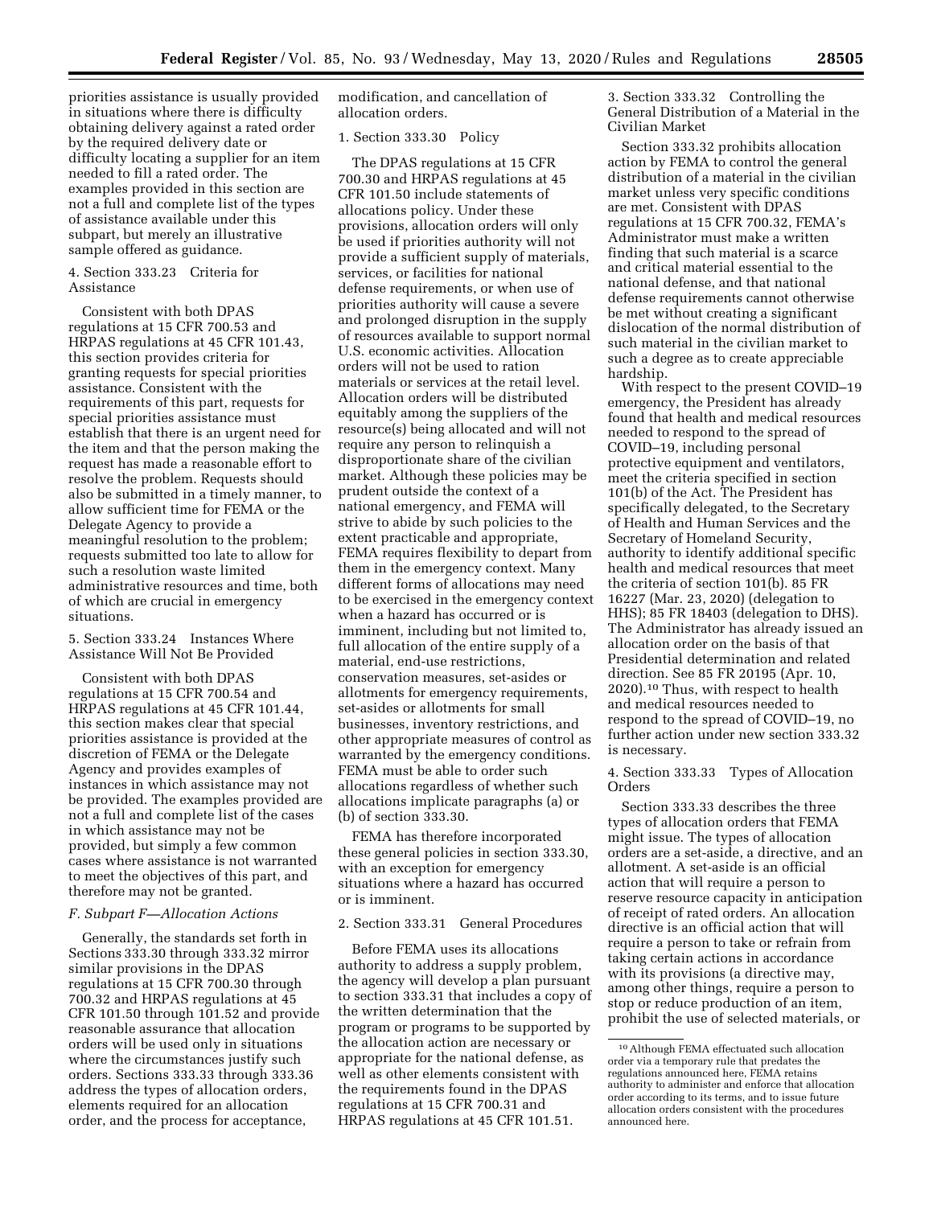priorities assistance is usually provided in situations where there is difficulty obtaining delivery against a rated order by the required delivery date or difficulty locating a supplier for an item needed to fill a rated order. The examples provided in this section are not a full and complete list of the types of assistance available under this subpart, but merely an illustrative sample offered as guidance.

4. Section 333.23 Criteria for Assistance

Consistent with both DPAS regulations at 15 CFR 700.53 and HRPAS regulations at 45 CFR 101.43, this section provides criteria for granting requests for special priorities assistance. Consistent with the requirements of this part, requests for special priorities assistance must establish that there is an urgent need for the item and that the person making the request has made a reasonable effort to resolve the problem. Requests should also be submitted in a timely manner, to allow sufficient time for FEMA or the Delegate Agency to provide a meaningful resolution to the problem; requests submitted too late to allow for such a resolution waste limited administrative resources and time, both of which are crucial in emergency situations.

5. Section 333.24 Instances Where Assistance Will Not Be Provided

Consistent with both DPAS regulations at 15 CFR 700.54 and HRPAS regulations at 45 CFR 101.44, this section makes clear that special priorities assistance is provided at the discretion of FEMA or the Delegate Agency and provides examples of instances in which assistance may not be provided. The examples provided are not a full and complete list of the cases in which assistance may not be provided, but simply a few common cases where assistance is not warranted to meet the objectives of this part, and therefore may not be granted.

*F. Subpart F—Allocation Actions*

Generally, the standards set forth in Sections 333.30 through 333.32 mirror similar provisions in the DPAS regulations at 15 CFR 700.30 through 700.32 and HRPAS regulations at 45 CFR 101.50 through 101.52 and provide reasonable assurance that allocation orders will be used only in situations where the circumstances justify such orders. Sections 333.33 through 333.36 address the types of allocation orders, elements required for an allocation order, and the process for acceptance, modification, and cancellation of allocation orders.

1. Section 333.30 Policy

The DPAS regulations at 15 CFR 700.30 and HRPAS regulations at 45 CFR 101.50 include statements of allocations policy. Under these provisions, allocation orders will only be used if priorities authority will not provide a sufficient supply of materials, services, or facilities for national defense requirements, or when use of priorities authority will cause a severe and prolonged disruption in the supply of resources available to support normal U.S. economic activities. Allocation orders will not be used to ration materials or services at the retail level. Allocation orders will be distributed equitably among the suppliers of the resource(s) being allocated and will not require any person to relinquish a disproportionate share of the civilian market. Although these policies may be prudent outside the context of a national emergency, and FEMA will strive to abide by such policies to the extent practicable and appropriate, FEMA requires flexibility to depart from them in the emergency context. Many different forms of allocations may need to be exercised in the emergency context when a hazard has occurred or is imminent, including but not limited to, full allocation of the entire supply of a material, end-use restrictions, conservation measures, set-asides or allotments for emergency requirements, set-asides or allotments for small businesses, inventory restrictions, and other appropriate measures of control as warranted by the emergency conditions. FEMA must be able to order such allocations regardless of whether such allocations implicate paragraphs (a) or (b) of section 333.30.

FEMA has therefore incorporated these general policies in section 333.30, with an exception for emergency situations where a hazard has occurred or is imminent.

2. Section 333.31 General Procedures

Before FEMA uses its allocations authority to address a supply problem, the agency will develop a plan pursuant to section 333.31 that includes a copy of the written determination that the program or programs to be supported by the allocation action are necessary or appropriate for the national defense, as well as other elements consistent with the requirements found in the DPAS regulations at 15 CFR 700.31 and HRPAS regulations at 45 CFR 101.51.

3. Section 333.32 Controlling the General Distribution of a Material in the Civilian Market

Section 333.32 prohibits allocation action by FEMA to control the general distribution of a material in the civilian market unless very specific conditions are met. Consistent with DPAS regulations at 15 CFR 700.32, FEMA's Administrator must make a written finding that such material is a scarce and critical material essential to the national defense, and that national defense requirements cannot otherwise be met without creating a significant dislocation of the normal distribution of such material in the civilian market to such a degree as to create appreciable hardship.

With respect to the present COVID–19 emergency, the President has already found that health and medical resources needed to respond to the spread of COVID–19, including personal protective equipment and ventilators, meet the criteria specified in section 101(b) of the Act. The President has specifically delegated, to the Secretary of Health and Human Services and the Secretary of Homeland Security, authority to identify additional specific health and medical resources that meet the criteria of section 101(b). 85 FR 16227 (Mar. 23, 2020) (delegation to HHS); 85 FR 18403 (delegation to DHS). The Administrator has already issued an allocation order on the basis of that Presidential determination and related direction. See 85 FR 20195 (Apr. 10, 2020).[10] Thus, with respect to health and medical resources needed to respond to the spread of COVID–19, no further action under new section 333.32 is necessary.

4. Section 333.33 Types of Allocation Orders

Section 333.33 describes the three types of allocation orders that FEMA might issue. The types of allocation orders are a set-aside, a directive, and an allotment. A set-aside is an official action that will require a person to reserve resource capacity in anticipation of receipt of rated orders. An allocation directive is an official action that will require a person to take or refrain from taking certain actions in accordance with its provisions (a directive may, among other things, require a person to stop or reduce production of an item, prohibit the use of selected materials, or

[10] Although FEMA effectuated such allocation order via a temporary rule that predates the regulations announced here, FEMA retains authority to administer and enforce that allocation order according to its terms, and to issue future allocation orders consistent with the procedures announced here.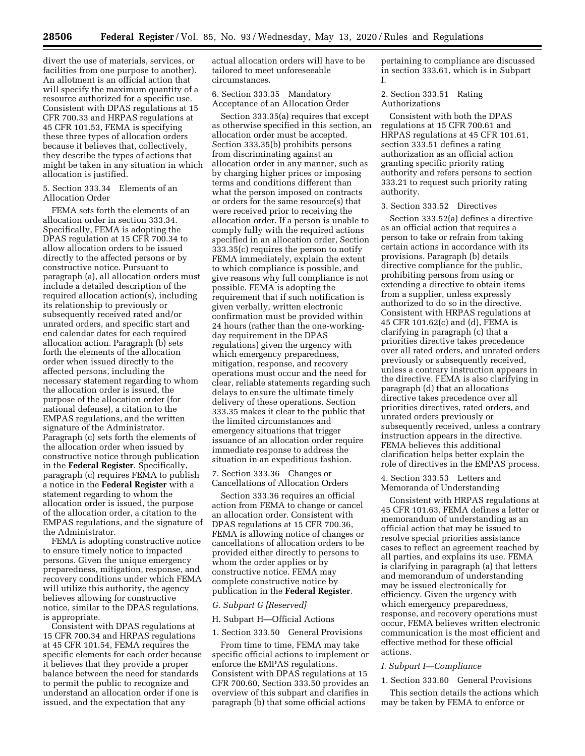divert the use of materials, services, or facilities from one purpose to another). An allotment is an official action that will specify the maximum quantity of a resource authorized for a specific use. Consistent with DPAS regulations at 15 CFR 700.33 and HRPAS regulations at 45 CFR 101.53, FEMA is specifying these three types of allocation orders because it believes that, collectively, they describe the types of actions that might be taken in any situation in which allocation is justified.

5. Section 333.34 Elements of an Allocation Order

FEMA sets forth the elements of an allocation order in section 333.34. Specifically, FEMA is adopting the DPAS regulation at 15 CFR 700.34 to allow allocation orders to be issued directly to the affected persons or by constructive notice. Pursuant to paragraph (a), all allocation orders must include a detailed description of the required allocation action(s), including its relationship to previously or subsequently received rated and/or unrated orders, and specific start and end calendar dates for each required allocation action. Paragraph (b) sets forth the elements of the allocation order when issued directly to the affected persons, including the necessary statement regarding to whom the allocation order is issued, the purpose of the allocation order (for national defense), a citation to the EMPAS regulations, and the written signature of the Administrator. Paragraph (c) sets forth the elements of the allocation order when issued by constructive notice through publication in the **Federal Register**. Specifically, paragraph (c) requires FEMA to publish a notice in the **Federal Register** with a statement regarding to whom the allocation order is issued, the purpose of the allocation order, a citation to the EMPAS regulations, and the signature of the Administrator.

FEMA is adopting constructive notice to ensure timely notice to impacted persons. Given the unique emergency preparedness, mitigation, response, and recovery conditions under which FEMA will utilize this authority, the agency believes allowing for constructive notice, similar to the DPAS regulations, is appropriate.

Consistent with DPAS regulations at 15 CFR 700.34 and HRPAS regulations at 45 CFR 101.54, FEMA requires the specific elements for each order because it believes that they provide a proper balance between the need for standards to permit the public to recognize and understand an allocation order if one is issued, and the expectation that any actual allocation orders will have to be tailored to meet unforeseeable circumstances.

6. Section 333.35 Mandatory Acceptance of an Allocation Order

Section 333.35(a) requires that except as otherwise specified in this section, an allocation order must be accepted. Section 333.35(b) prohibits persons from discriminating against an allocation order in any manner, such as by charging higher prices or imposing terms and conditions different than what the person imposed on contracts or orders for the same resource(s) that were received prior to receiving the allocation order. If a person is unable to comply fully with the required actions specified in an allocation order, Section 333.35(c) requires the person to notify FEMA immediately, explain the extent to which compliance is possible, and give reasons why full compliance is not possible. FEMA is adopting the requirement that if such notification is given verbally, written electronic confirmation must be provided within 24 hours (rather than the one-working-day requirement in the DPAS regulations) given the urgency with which emergency preparedness, mitigation, response, and recovery operations must occur and the need for clear, reliable statements regarding such delays to ensure the ultimate timely delivery of these operations. Section 333.35 makes it clear to the public that the limited circumstances and emergency situations that trigger issuance of an allocation order require immediate response to address the situation in an expeditious fashion.

7. Section 333.36 Changes or Cancellations of Allocation Orders

Section 333.36 requires an official action from FEMA to change or cancel an allocation order. Consistent with DPAS regulations at 15 CFR 700.36, FEMA is allowing notice of changes or cancellations of allocation orders to be provided either directly to persons to whom the order applies or by constructive notice. FEMA may complete constructive notice by publication in the **Federal Register**.

*G. Subpart G [Reserved]*

H. Subpart H—Official Actions

1. Section 333.50 General Provisions

From time to time, FEMA may take specific official actions to implement or enforce the EMPAS regulations. Consistent with DPAS regulations at 15 CFR 700.60, Section 333.50 provides an overview of this subpart and clarifies in paragraph (b) that some official actions pertaining to compliance are discussed in section 333.61, which is in Subpart I.

2. Section 333.51 Rating Authorizations

Consistent with both the DPAS regulations at 15 CFR 700.61 and HRPAS regulations at 45 CFR 101.61, section 333.51 defines a rating authorization as an official action granting specific priority rating authority and refers persons to section 333.21 to request such priority rating authority.

3. Section 333.52 Directives

Section 333.52(a) defines a directive as an official action that requires a person to take or refrain from taking certain actions in accordance with its provisions. Paragraph (b) details directive compliance for the public, prohibiting persons from using or extending a directive to obtain items from a supplier, unless expressly authorized to do so in the directive. Consistent with HRPAS regulations at 45 CFR 101.62(c) and (d), FEMA is clarifying in paragraph (c) that a priorities directive takes precedence over all rated orders, and unrated orders previously or subsequently received, unless a contrary instruction appears in the directive. FEMA is also clarifying in paragraph (d) that an allocations directive takes precedence over all priorities directives, rated orders, and unrated orders previously or subsequently received, unless a contrary instruction appears in the directive. FEMA believes this additional clarification helps better explain the role of directives in the EMPAS process.

4. Section 333.53 Letters and Memoranda of Understanding

Consistent with HRPAS regulations at 45 CFR 101.63, FEMA defines a letter or memorandum of understanding as an official action that may be issued to resolve special priorities assistance cases to reflect an agreement reached by all parties, and explains its use. FEMA is clarifying in paragraph (a) that letters and memorandum of understanding may be issued electronically for efficiency. Given the urgency with which emergency preparedness, response, and recovery operations must occur, FEMA believes written electronic communication is the most efficient and effective method for these official actions.

*I. Subpart I—Compliance*

1. Section 333.60 General Provisions

This section details the actions which may be taken by FEMA to enforce or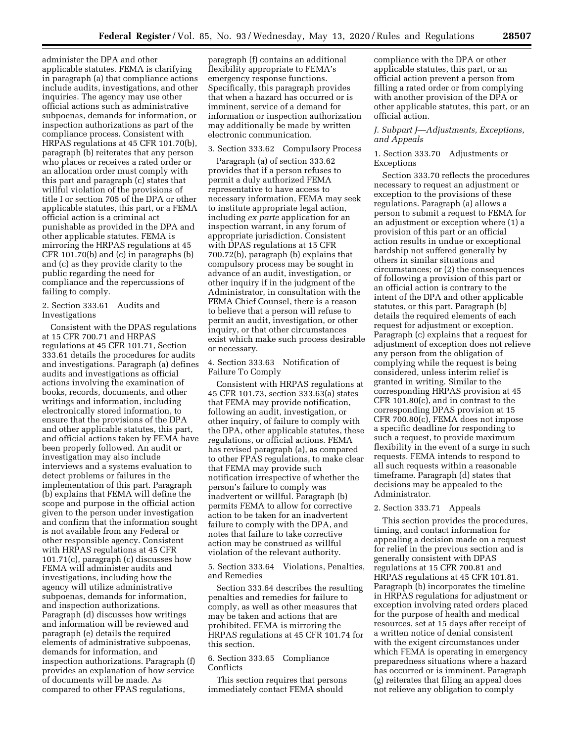administer the DPA and other applicable statutes. FEMA is clarifying in paragraph (a) that compliance actions include audits, investigations, and other inquiries. The agency may use other official actions such as administrative subpoenas, demands for information, or inspection authorizations as part of the compliance process. Consistent with HRPAS regulations at 45 CFR 101.70(b), paragraph (b) reiterates that any person who places or receives a rated order or an allocation order must comply with this part and paragraph (c) states that willful violation of the provisions of title I or section 705 of the DPA or other applicable statutes, this part, or a FEMA official action is a criminal act punishable as provided in the DPA and other applicable statutes. FEMA is mirroring the HRPAS regulations at 45 CFR 101.70(b) and (c) in paragraphs (b) and (c) as they provide clarity to the public regarding the need for compliance and the repercussions of failing to comply.

2. Section 333.61 Audits and Investigations

Consistent with the DPAS regulations at 15 CFR 700.71 and HRPAS regulations at 45 CFR 101.71, Section 333.61 details the procedures for audits and investigations. Paragraph (a) defines audits and investigations as official actions involving the examination of books, records, documents, and other writings and information, including electronically stored information, to ensure that the provisions of the DPA and other applicable statutes, this part, and official actions taken by FEMA have been properly followed. An audit or investigation may also include interviews and a systems evaluation to detect problems or failures in the implementation of this part. Paragraph (b) explains that FEMA will define the scope and purpose in the official action given to the person under investigation and confirm that the information sought is not available from any Federal or other responsible agency. Consistent with HRPAS regulations at 45 CFR 101.71(c), paragraph (c) discusses how FEMA will administer audits and investigations, including how the agency will utilize administrative subpoenas, demands for information, and inspection authorizations. Paragraph (d) discusses how writings and information will be reviewed and paragraph (e) details the required elements of administrative subpoenas, demands for information, and inspection authorizations. Paragraph (f) provides an explanation of how service of documents will be made. As compared to other FPAS regulations, paragraph (f) contains an additional flexibility appropriate to FEMA's emergency response functions. Specifically, this paragraph provides that when a hazard has occurred or is imminent, service of a demand for information or inspection authorization may additionally be made by written electronic communication.

3. Section 333.62 Compulsory Process

Paragraph (a) of section 333.62 provides that if a person refuses to permit a duly authorized FEMA representative to have access to necessary information, FEMA may seek to institute appropriate legal action, including *ex parte* application for an inspection warrant, in any forum of appropriate jurisdiction. Consistent with DPAS regulations at 15 CFR 700.72(b), paragraph (b) explains that compulsory process may be sought in advance of an audit, investigation, or other inquiry if in the judgment of the Administrator, in consultation with the FEMA Chief Counsel, there is a reason to believe that a person will refuse to permit an audit, investigation, or other inquiry, or that other circumstances exist which make such process desirable or necessary.

4. Section 333.63 Notification of Failure To Comply

Consistent with HRPAS regulations at 45 CFR 101.73, section 333.63(a) states that FEMA may provide notification, following an audit, investigation, or other inquiry, of failure to comply with the DPA, other applicable statutes, these regulations, or official actions. FEMA has revised paragraph (a), as compared to other FPAS regulations, to make clear that FEMA may provide such notification irrespective of whether the person's failure to comply was inadvertent or willful. Paragraph (b) permits FEMA to allow for corrective action to be taken for an inadvertent failure to comply with the DPA, and notes that failure to take corrective action may be construed as willful violation of the relevant authority.

5. Section 333.64 Violations, Penalties, and Remedies

Section 333.64 describes the resulting penalties and remedies for failure to comply, as well as other measures that may be taken and actions that are prohibited. FEMA is mirroring the HRPAS regulations at 45 CFR 101.74 for this section.

6. Section 333.65 Compliance Conflicts

This section requires that persons immediately contact FEMA should compliance with the DPA or other applicable statutes, this part, or an official action prevent a person from filling a rated order or from complying with another provision of the DPA or other applicable statutes, this part, or an official action.

### *J. Subpart J—Adjustments, Exceptions, and Appeals*

1. Section 333.70 Adjustments or Exceptions

Section 333.70 reflects the procedures necessary to request an adjustment or exception to the provisions of these regulations. Paragraph (a) allows a person to submit a request to FEMA for an adjustment or exception where (1) a provision of this part or an official action results in undue or exceptional hardship not suffered generally by others in similar situations and circumstances; or (2) the consequences of following a provision of this part or an official action is contrary to the intent of the DPA and other applicable statutes, or this part. Paragraph (b) details the required elements of each request for adjustment or exception. Paragraph (c) explains that a request for adjustment of exception does not relieve any person from the obligation of complying while the request is being considered, unless interim relief is granted in writing. Similar to the corresponding HRPAS provision at 45 CFR 101.80(c), and in contrast to the corresponding DPAS provision at 15 CFR 700.80(c), FEMA does not impose a specific deadline for responding to such a request, to provide maximum flexibility in the event of a surge in such requests. FEMA intends to respond to all such requests within a reasonable timeframe. Paragraph (d) states that decisions may be appealed to the Administrator.

2. Section 333.71 Appeals

This section provides the procedures, timing, and contact information for appealing a decision made on a request for relief in the previous section and is generally consistent with DPAS regulations at 15 CFR 700.81 and HRPAS regulations at 45 CFR 101.81. Paragraph (b) incorporates the timeline in HRPAS regulations for adjustment or exception involving rated orders placed for the purpose of health and medical resources, set at 15 days after receipt of a written notice of denial consistent with the exigent circumstances under which FEMA is operating in emergency preparedness situations where a hazard has occurred or is imminent. Paragraph (g) reiterates that filing an appeal does not relieve any obligation to comply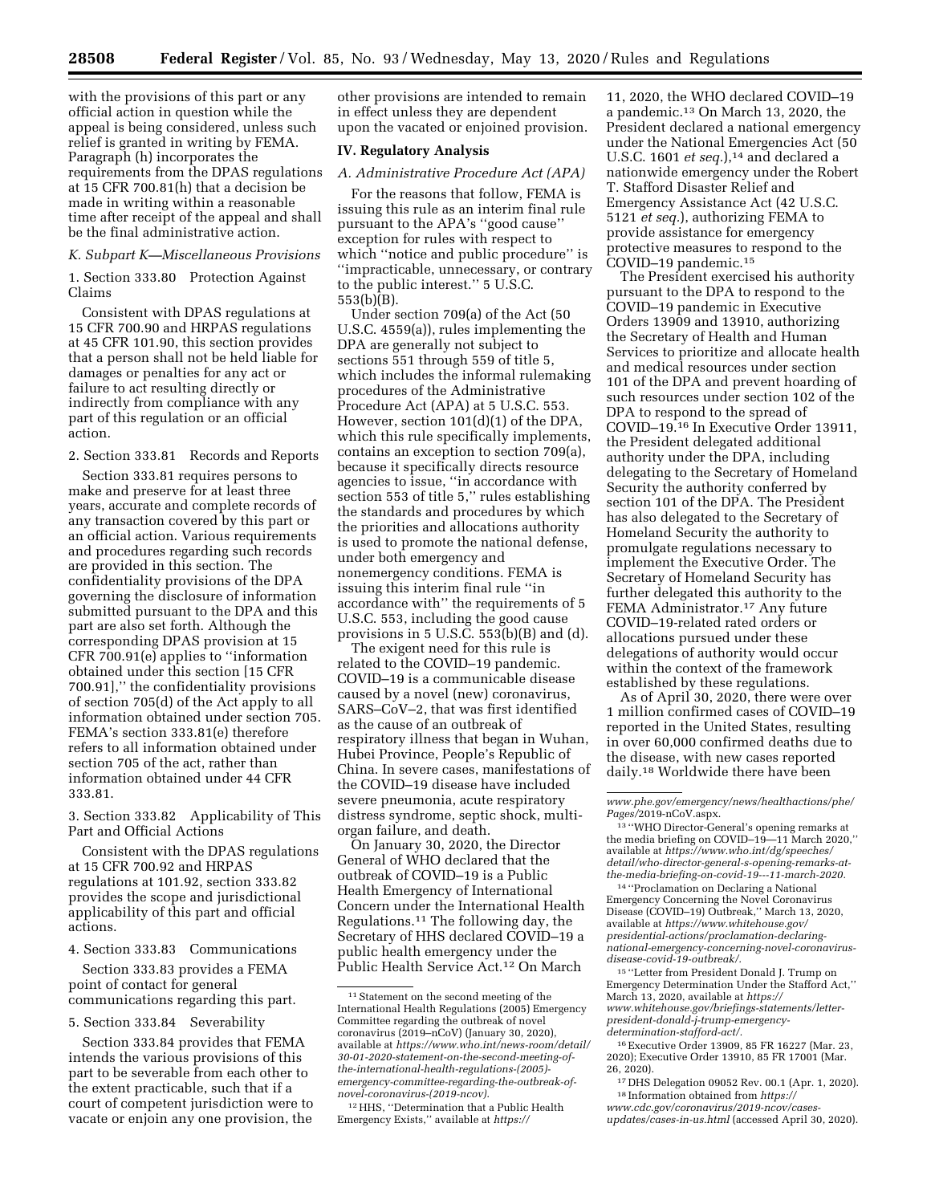with the provisions of this part or any official action in question while the appeal is being considered, unless such relief is granted in writing by FEMA. Paragraph (h) incorporates the requirements from the DPAS regulations at 15 CFR 700.81(h) that a decision be made in writing within a reasonable time after receipt of the appeal and shall be the final administrative action.

### K. Subpart K—Miscellaneous Provisions

1. Section 333.80 Protection Against Claims

Consistent with DPAS regulations at 15 CFR 700.90 and HRPAS regulations at 45 CFR 101.90, this section provides that a person shall not be held liable for damages or penalties for any act or failure to act resulting directly or indirectly from compliance with any part of this regulation or an official action.

2. Section 333.81 Records and Reports

Section 333.81 requires persons to make and preserve for at least three years, accurate and complete records of any transaction covered by this part or an official action. Various requirements and procedures regarding such records are provided in this section. The confidentiality provisions of the DPA governing the disclosure of information submitted pursuant to the DPA and this part are also set forth. Although the corresponding DPAS provision at 15 CFR 700.91(e) applies to ''information obtained under this section [15 CFR 700.91],'' the confidentiality provisions of section 705(d) of the Act apply to all information obtained under section 705. FEMA's section 333.81(e) therefore refers to all information obtained under section 705 of the act, rather than information obtained under 44 CFR 333.81.

3. Section 333.82 Applicability of This Part and Official Actions

Consistent with the DPAS regulations at 15 CFR 700.92 and HRPAS regulations at 101.92, section 333.82 provides the scope and jurisdictional applicability of this part and official actions.

4. Section 333.83 Communications

Section 333.83 provides a FEMA point of contact for general communications regarding this part.

5. Section 333.84 Severability

Section 333.84 provides that FEMA intends the various provisions of this part to be severable from each other to the extent practicable, such that if a court of competent jurisdiction were to vacate or enjoin any one provision, the other provisions are intended to remain in effect unless they are dependent upon the vacated or enjoined provision.

## IV. Regulatory Analysis

### A. Administrative Procedure Act (APA)

For the reasons that follow, FEMA is issuing this rule as an interim final rule pursuant to the APA's ''good cause'' exception for rules with respect to which ''notice and public procedure'' is ''impracticable, unnecessary, or contrary to the public interest.'' 5 U.S.C. 553(b)(B).

Under section 709(a) of the Act (50 U.S.C. 4559(a)), rules implementing the DPA are generally not subject to sections 551 through 559 of title 5, which includes the informal rulemaking procedures of the Administrative Procedure Act (APA) at 5 U.S.C. 553. However, section 101(d)(1) of the DPA, which this rule specifically implements, contains an exception to section 709(a), because it specifically directs resource agencies to issue, ''in accordance with section 553 of title 5,'' rules establishing the standards and procedures by which the priorities and allocations authority is used to promote the national defense, under both emergency and nonemergency conditions. FEMA is issuing this interim final rule ''in accordance with'' the requirements of 5 U.S.C. 553, including the good cause provisions in 5 U.S.C. 553(b)(B) and (d).

The exigent need for this rule is related to the COVID–19 pandemic. COVID–19 is a communicable disease caused by a novel (new) coronavirus, SARS–CoV–2, that was first identified as the cause of an outbreak of respiratory illness that began in Wuhan, Hubei Province, People's Republic of China. In severe cases, manifestations of the COVID–19 disease have included severe pneumonia, acute respiratory distress syndrome, septic shock, multi-organ failure, and death.

On January 30, 2020, the Director General of WHO declared that the outbreak of COVID–19 is a Public Health Emergency of International Concern under the International Health Regulations.[11] The following day, the Secretary of HHS declared COVID–19 a public health emergency under the Public Health Service Act.[12] On March 11, 2020, the WHO declared COVID–19 a pandemic.[13] On March 13, 2020, the President declared a national emergency under the National Emergencies Act (50 U.S.C. 1601 *et seq.*),[14] and declared a nationwide emergency under the Robert T. Stafford Disaster Relief and Emergency Assistance Act (42 U.S.C. 5121 *et seq.*), authorizing FEMA to provide assistance for emergency protective measures to respond to the COVID–19 pandemic.[15]

The President exercised his authority pursuant to the DPA to respond to the COVID–19 pandemic in Executive Orders 13909 and 13910, authorizing the Secretary of Health and Human Services to prioritize and allocate health and medical resources under section 101 of the DPA and prevent hoarding of such resources under section 102 of the DPA to respond to the spread of COVID–19.[16] In Executive Order 13911, the President delegated additional authority under the DPA, including delegating to the Secretary of Homeland Security the authority conferred by section 101 of the DPA. The President has also delegated to the Secretary of Homeland Security the authority to promulgate regulations necessary to implement the Executive Order. The Secretary of Homeland Security has further delegated this authority to the FEMA Administrator.[17] Any future COVID–19-related rated orders or allocations pursued under these delegations of authority would occur within the context of the framework established by these regulations.

As of April 30, 2020, there were over 1 million confirmed cases of COVID–19 reported in the United States, resulting in over 60,000 confirmed deaths due to the disease, with new cases reported daily.[18] Worldwide there have been

---

[11] Statement on the second meeting of the International Health Regulations (2005) Emergency Committee regarding the outbreak of novel coronavirus (2019–nCoV) (January 30, 2020), available at *https://www.who.int/news-room/detail/30-01-2020-statement-on-the-second-meeting-of-the-international-health-regulations-(2005)-emergency-committee-regarding-the-outbreak-of-novel-coronavirus-(2019-ncov).*

[12] HHS, ''Determination that a Public Health Emergency Exists,'' available at *https://www.phe.gov/emergency/news/healthactions/phe/Pages/*2019-nCoV.aspx.

[13] ''WHO Director-General's opening remarks at the media briefing on COVID–19—11 March 2020,'' available at *https://www.who.int/dg/speeches/detail/who-director-general-s-opening-remarks-at-the-media-briefing-on-covid-19---11-march-2020.*

[14] ''Proclamation on Declaring a National Emergency Concerning the Novel Coronavirus Disease (COVID–19) Outbreak,'' March 13, 2020, available at *https://www.whitehouse.gov/presidential-actions/proclamation-declaring-national-emergency-concerning-novel-coronavirus-disease-covid-19-outbreak/.*

[15] ''Letter from President Donald J. Trump on Emergency Determination Under the Stafford Act,'' March 13, 2020, available at *https://www.whitehouse.gov/briefings-statements/letter-president-donald-j-trump-emergency-determination-stafford-act/.*

[16] Executive Order 13909, 85 FR 16227 (Mar. 23, 2020); Executive Order 13910, 85 FR 17001 (Mar. 26, 2020).

[17] DHS Delegation 09052 Rev. 00.1 (Apr. 1, 2020).

[18] Information obtained from *https://www.cdc.gov/coronavirus/2019-ncov/cases-updates/cases-in-us.html* (accessed April 30, 2020).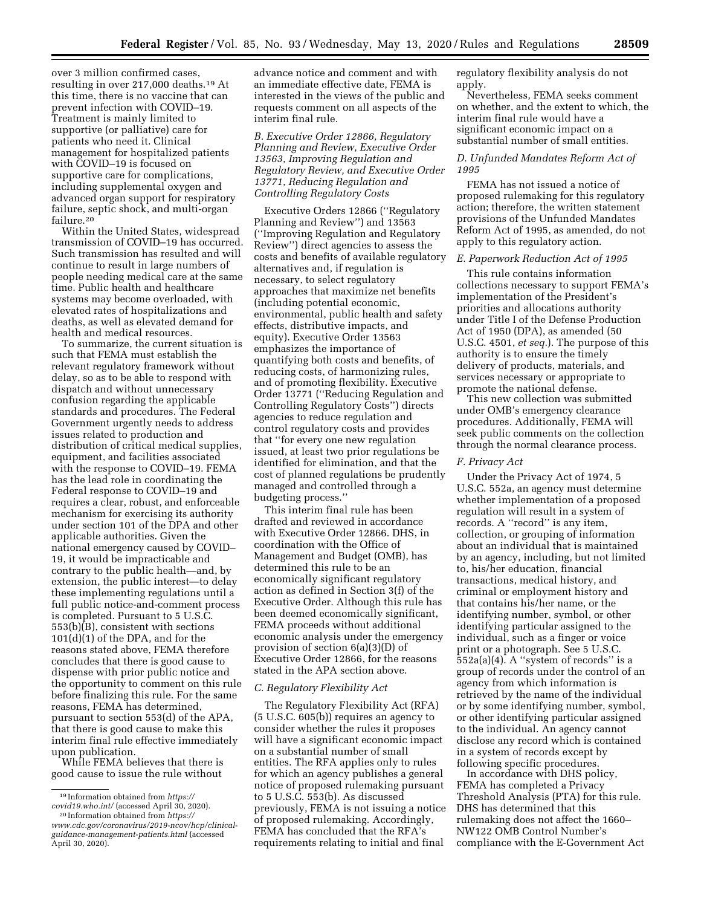over 3 million confirmed cases, resulting in over 217,000 deaths.[19] At this time, there is no vaccine that can prevent infection with COVID–19. Treatment is mainly limited to supportive (or palliative) care for patients who need it. Clinical management for hospitalized patients with COVID–19 is focused on supportive care for complications, including supplemental oxygen and advanced organ support for respiratory failure, septic shock, and multi-organ failure.[20]

Within the United States, widespread transmission of COVID–19 has occurred. Such transmission has resulted and will continue to result in large numbers of people needing medical care at the same time. Public health and healthcare systems may become overloaded, with elevated rates of hospitalizations and deaths, as well as elevated demand for health and medical resources.

To summarize, the current situation is such that FEMA must establish the relevant regulatory framework without delay, so as to be able to respond with dispatch and without unnecessary confusion regarding the applicable standards and procedures. The Federal Government urgently needs to address issues related to production and distribution of critical medical supplies, equipment, and facilities associated with the response to COVID–19. FEMA has the lead role in coordinating the Federal response to COVID–19 and requires a clear, robust, and enforceable mechanism for exercising its authority under section 101 of the DPA and other applicable authorities. Given the national emergency caused by COVID–19, it would be impracticable and contrary to the public health—and, by extension, the public interest—to delay these implementing regulations until a full public notice-and-comment process is completed. Pursuant to 5 U.S.C. 553(b)(B), consistent with sections 101(d)(1) of the DPA, and for the reasons stated above, FEMA therefore concludes that there is good cause to dispense with prior public notice and the opportunity to comment on this rule before finalizing this rule. For the same reasons, FEMA has determined, pursuant to section 553(d) of the APA, that there is good cause to make this interim final rule effective immediately upon publication.

While FEMA believes that there is good cause to issue the rule without advance notice and comment and with an immediate effective date, FEMA is interested in the views of the public and requests comment on all aspects of the interim final rule.

### *B. Executive Order 12866, Regulatory Planning and Review, Executive Order 13563, Improving Regulation and Regulatory Review, and Executive Order 13771, Reducing Regulation and Controlling Regulatory Costs*

Executive Orders 12866 (''Regulatory Planning and Review'') and 13563 (''Improving Regulation and Regulatory Review'') direct agencies to assess the costs and benefits of available regulatory alternatives and, if regulation is necessary, to select regulatory approaches that maximize net benefits (including potential economic, environmental, public health and safety effects, distributive impacts, and equity). Executive Order 13563 emphasizes the importance of quantifying both costs and benefits, of reducing costs, of harmonizing rules, and of promoting flexibility. Executive Order 13771 (''Reducing Regulation and Controlling Regulatory Costs'') directs agencies to reduce regulation and control regulatory costs and provides that ''for every one new regulation issued, at least two prior regulations be identified for elimination, and that the cost of planned regulations be prudently managed and controlled through a budgeting process.''

This interim final rule has been drafted and reviewed in accordance with Executive Order 12866. DHS, in coordination with the Office of Management and Budget (OMB), has determined this rule to be an economically significant regulatory action as defined in Section 3(f) of the Executive Order. Although this rule has been deemed economically significant, FEMA proceeds without additional economic analysis under the emergency provision of section 6(a)(3)(D) of Executive Order 12866, for the reasons stated in the APA section above.

### *C. Regulatory Flexibility Act*

The Regulatory Flexibility Act (RFA) (5 U.S.C. 605(b)) requires an agency to consider whether the rules it proposes will have a significant economic impact on a substantial number of small entities. The RFA applies only to rules for which an agency publishes a general notice of proposed rulemaking pursuant to 5 U.S.C. 553(b). As discussed previously, FEMA is not issuing a notice of proposed rulemaking. Accordingly, FEMA has concluded that the RFA's requirements relating to initial and final regulatory flexibility analysis do not apply.

Nevertheless, FEMA seeks comment on whether, and the extent to which, the interim final rule would have a significant economic impact on a substantial number of small entities.

### *D. Unfunded Mandates Reform Act of 1995*

FEMA has not issued a notice of proposed rulemaking for this regulatory action; therefore, the written statement provisions of the Unfunded Mandates Reform Act of 1995, as amended, do not apply to this regulatory action.

### *E. Paperwork Reduction Act of 1995*

This rule contains information collections necessary to support FEMA's implementation of the President's priorities and allocations authority under Title I of the Defense Production Act of 1950 (DPA), as amended (50 U.S.C. 4501, *et seq.*). The purpose of this authority is to ensure the timely delivery of products, materials, and services necessary or appropriate to promote the national defense.

This new collection was submitted under OMB's emergency clearance procedures. Additionally, FEMA will seek public comments on the collection through the normal clearance process.

### *F. Privacy Act*

Under the Privacy Act of 1974, 5 U.S.C. 552a, an agency must determine whether implementation of a proposed regulation will result in a system of records. A ''record'' is any item, collection, or grouping of information about an individual that is maintained by an agency, including, but not limited to, his/her education, financial transactions, medical history, and criminal or employment history and that contains his/her name, or the identifying number, symbol, or other identifying particular assigned to the individual, such as a finger or voice print or a photograph. See 5 U.S.C. 552a(a)(4). A ''system of records'' is a group of records under the control of an agency from which information is retrieved by the name of the individual or by some identifying number, symbol, or other identifying particular assigned to the individual. An agency cannot disclose any record which is contained in a system of records except by following specific procedures.

In accordance with DHS policy, FEMA has completed a Privacy Threshold Analysis (PTA) for this rule. DHS has determined that this rulemaking does not affect the 1660–NW122 OMB Control Number's compliance with the E-Government Act

---

[19] Information obtained from *https://covid19.who.int/* (accessed April 30, 2020).

[20] Information obtained from *https://www.cdc.gov/coronavirus/2019-ncov/hcp/clinical-guidance-management-patients.html* (accessed April 30, 2020).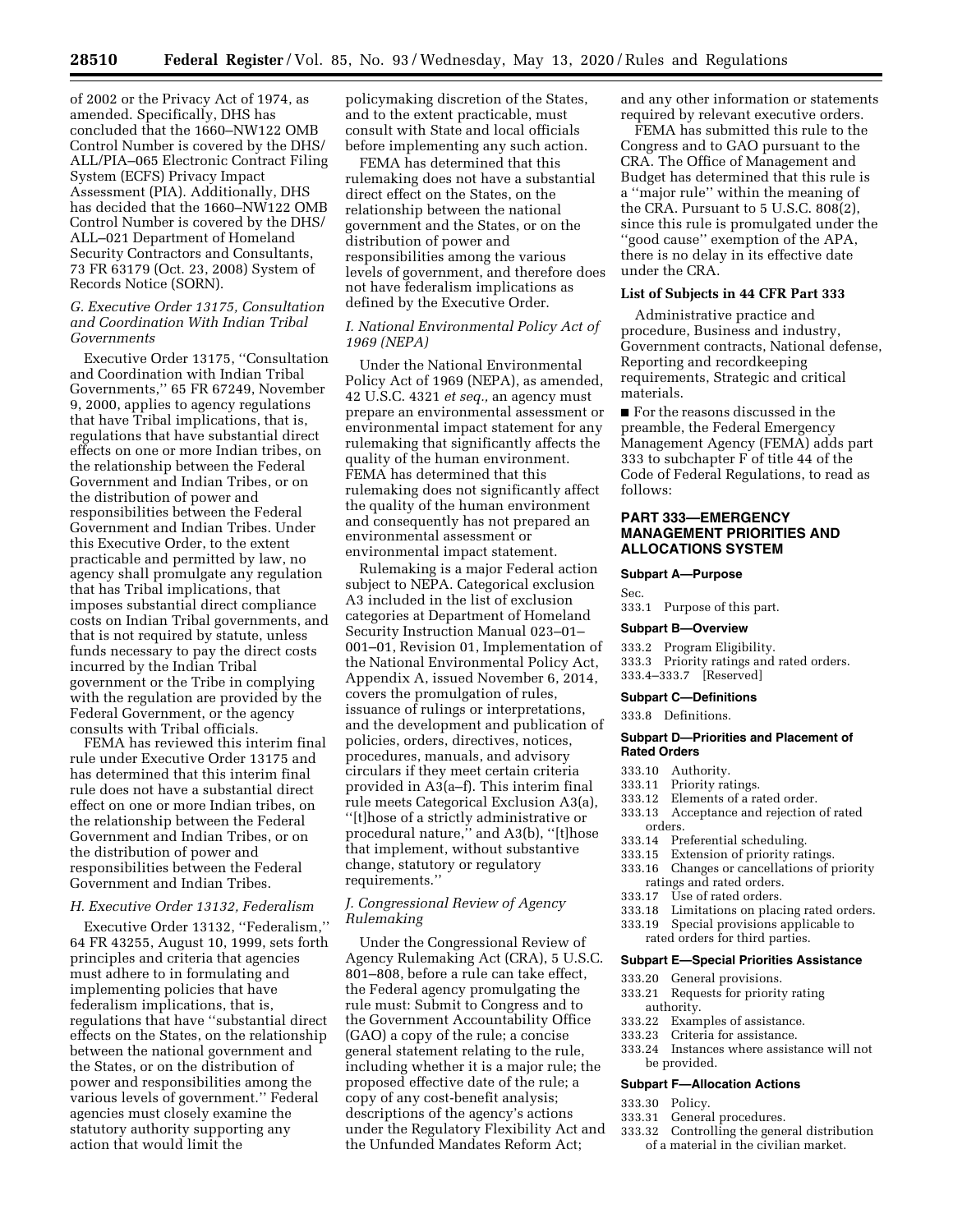of 2002 or the Privacy Act of 1974, as amended. Specifically, DHS has concluded that the 1660–NW122 OMB Control Number is covered by the DHS/ALL/PIA–065 Electronic Contract Filing System (ECFS) Privacy Impact Assessment (PIA). Additionally, DHS has decided that the 1660–NW122 OMB Control Number is covered by the DHS/ALL–021 Department of Homeland Security Contractors and Consultants, 73 FR 63179 (Oct. 23, 2008) System of Records Notice (SORN).

### *G. Executive Order 13175, Consultation and Coordination With Indian Tribal Governments*

Executive Order 13175, ''Consultation and Coordination with Indian Tribal Governments,'' 65 FR 67249, November 9, 2000, applies to agency regulations that have Tribal implications, that is, regulations that have substantial direct effects on one or more Indian tribes, on the relationship between the Federal Government and Indian Tribes, or on the distribution of power and responsibilities between the Federal Government and Indian Tribes. Under this Executive Order, to the extent practicable and permitted by law, no agency shall promulgate any regulation that has Tribal implications, that imposes substantial direct compliance costs on Indian Tribal governments, and that is not required by statute, unless funds necessary to pay the direct costs incurred by the Indian Tribal government or the Tribe in complying with the regulation are provided by the Federal Government, or the agency consults with Tribal officials.

FEMA has reviewed this interim final rule under Executive Order 13175 and has determined that this interim final rule does not have a substantial direct effect on one or more Indian tribes, on the relationship between the Federal Government and Indian Tribes, or on the distribution of power and responsibilities between the Federal Government and Indian Tribes.

### *H. Executive Order 13132, Federalism*

Executive Order 13132, ''Federalism,'' 64 FR 43255, August 10, 1999, sets forth principles and criteria that agencies must adhere to in formulating and implementing policies that have federalism implications, that is, regulations that have ''substantial direct effects on the States, on the relationship between the national government and the States, or on the distribution of power and responsibilities among the various levels of government.'' Federal agencies must closely examine the statutory authority supporting any action that would limit the policymaking discretion of the States, and to the extent practicable, must consult with State and local officials before implementing any such action.

FEMA has determined that this rulemaking does not have a substantial direct effect on the States, on the relationship between the national government and the States, or on the distribution of power and responsibilities among the various levels of government, and therefore does not have federalism implications as defined by the Executive Order.

### *I. National Environmental Policy Act of 1969 (NEPA)*

Under the National Environmental Policy Act of 1969 (NEPA), as amended, 42 U.S.C. 4321 *et seq.,* an agency must prepare an environmental assessment or environmental impact statement for any rulemaking that significantly affects the quality of the human environment. FEMA has determined that this rulemaking does not significantly affect the quality of the human environment and consequently has not prepared an environmental assessment or environmental impact statement.

Rulemaking is a major Federal action subject to NEPA. Categorical exclusion A3 included in the list of exclusion categories at Department of Homeland Security Instruction Manual 023–01–001–01, Revision 01, Implementation of the National Environmental Policy Act, Appendix A, issued November 6, 2014, covers the promulgation of rules, issuance of rulings or interpretations, and the development and publication of policies, orders, directives, notices, procedures, manuals, and advisory circulars if they meet certain criteria provided in A3(a–f). This interim final rule meets Categorical Exclusion A3(a), ''[t]hose of a strictly administrative or procedural nature,'' and A3(b), ''[t]hose that implement, without substantive change, statutory or regulatory requirements.''

### *J. Congressional Review of Agency Rulemaking*

Under the Congressional Review of Agency Rulemaking Act (CRA), 5 U.S.C. 801–808, before a rule can take effect, the Federal agency promulgating the rule must: Submit to Congress and to the Government Accountability Office (GAO) a copy of the rule; a concise general statement relating to the rule, including whether it is a major rule; the proposed effective date of the rule; a copy of any cost-benefit analysis; descriptions of the agency's actions under the Regulatory Flexibility Act and the Unfunded Mandates Reform Act; and any other information or statements required by relevant executive orders.

FEMA has submitted this rule to the Congress and to GAO pursuant to the CRA. The Office of Management and Budget has determined that this rule is a ''major rule'' within the meaning of the CRA. Pursuant to 5 U.S.C. 808(2), since this rule is promulgated under the ''good cause'' exemption of the APA, there is no delay in its effective date under the CRA.

#### List of Subjects in 44 CFR Part 333

Administrative practice and procedure, Business and industry, Government contracts, National defense, Reporting and recordkeeping requirements, Strategic and critical materials.

■ For the reasons discussed in the preamble, the Federal Emergency Management Agency (FEMA) adds part 333 to subchapter F of title 44 of the Code of Federal Regulations, to read as follows:

## PART 333—EMERGENCY MANAGEMENT PRIORITIES AND ALLOCATIONS SYSTEM

#### Subpart A—Purpose

Sec.
333.1 Purpose of this part.

#### Subpart B—Overview

333.2 Program Eligibility.
333.3 Priority ratings and rated orders.
333.4–333.7 [Reserved]

#### Subpart C—Definitions

333.8 Definitions.

#### Subpart D—Priorities and Placement of Rated Orders

333.10 Authority.
333.11 Priority ratings.
333.12 Elements of a rated order.
333.13 Acceptance and rejection of rated orders.
333.14 Preferential scheduling.
333.15 Extension of priority ratings.
333.16 Changes or cancellations of priority ratings and rated orders.
333.17 Use of rated orders.
333.18 Limitations on placing rated orders.
333.19 Special provisions applicable to rated orders for third parties.

#### Subpart E—Special Priorities Assistance

333.20 General provisions.
333.21 Requests for priority rating authority.
333.22 Examples of assistance.
333.23 Criteria for assistance.
333.24 Instances where assistance will not be provided.

#### Subpart F—Allocation Actions

333.30 Policy.
333.31 General procedures.
333.32 Controlling the general distribution of a material in the civilian market.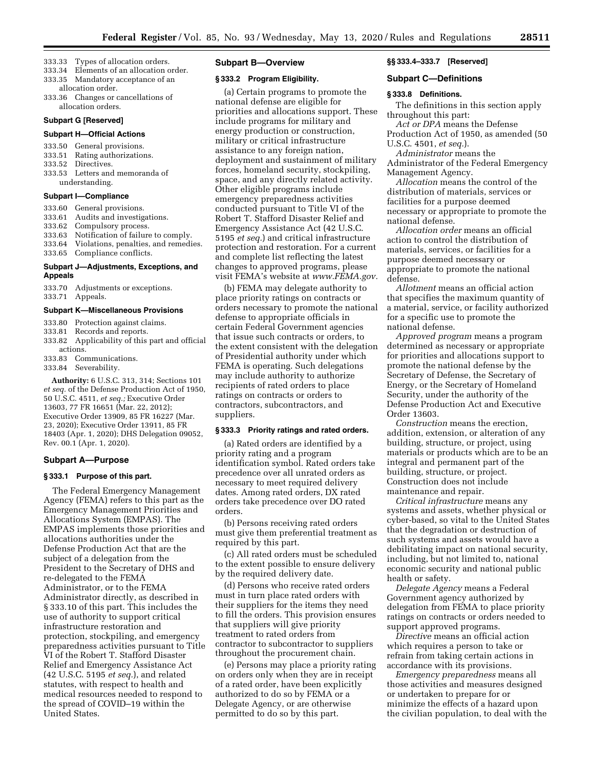333.33 Types of allocation orders.
333.34 Elements of an allocation order.
333.35 Mandatory acceptance of an allocation order.
333.36 Changes or cancellations of allocation orders.

**Subpart G [Reserved]**

**Subpart H—Official Actions**

333.50 General provisions.
333.51 Rating authorizations.
333.52 Directives.
333.53 Letters and memoranda of understanding.

**Subpart I—Compliance**

333.60 General provisions.
333.61 Audits and investigations.
333.62 Compulsory process.
333.63 Notification of failure to comply.
333.64 Violations, penalties, and remedies.
333.65 Compliance conflicts.

**Subpart J—Adjustments, Exceptions, and Appeals**

333.70 Adjustments or exceptions.
333.71 Appeals.

**Subpart K—Miscellaneous Provisions**

333.80 Protection against claims.
333.81 Records and reports.
333.82 Applicability of this part and official actions.
333.83 Communications.
333.84 Severability.

**Authority:** 6 U.S.C. 313, 314; Sections 101 *et seq.* of the Defense Production Act of 1950, 50 U.S.C. 4511, *et seq.;* Executive Order 13603, 77 FR 16651 (Mar. 22, 2012); Executive Order 13909, 85 FR 16227 (Mar. 23, 2020); Executive Order 13911, 85 FR 18403 (Apr. 1, 2020); DHS Delegation 09052, Rev. 00.1 (Apr. 1, 2020).

## Subpart A—Purpose

### § 333.1 Purpose of this part.

The Federal Emergency Management Agency (FEMA) refers to this part as the Emergency Management Priorities and Allocations System (EMPAS). The EMPAS implements those priorities and allocations authorities under the Defense Production Act that are the subject of a delegation from the President to the Secretary of DHS and re-delegated to the FEMA Administrator, or to the FEMA Administrator directly, as described in § 333.10 of this part. This includes the use of authority to support critical infrastructure restoration and protection, stockpiling, and emergency preparedness activities pursuant to Title VI of the Robert T. Stafford Disaster Relief and Emergency Assistance Act (42 U.S.C. 5195 *et seq.*), and related statutes, with respect to health and medical resources needed to respond to the spread of COVID–19 within the United States.

## Subpart B—Overview

### § 333.2 Program Eligibility.

(a) Certain programs to promote the national defense are eligible for priorities and allocations support. These include programs for military and energy production or construction, military or critical infrastructure assistance to any foreign nation, deployment and sustainment of military forces, homeland security, stockpiling, space, and any directly related activity. Other eligible programs include emergency preparedness activities conducted pursuant to Title VI of the Robert T. Stafford Disaster Relief and Emergency Assistance Act (42 U.S.C. 5195 *et seq.*) and critical infrastructure protection and restoration. For a current and complete list reflecting the latest changes to approved programs, please visit FEMA's website at *www.FEMA.gov.*

(b) FEMA may delegate authority to place priority ratings on contracts or orders necessary to promote the national defense to appropriate officials in certain Federal Government agencies that issue such contracts or orders, to the extent consistent with the delegation of Presidential authority under which FEMA is operating. Such delegations may include authority to authorize recipients of rated orders to place ratings on contracts or orders to contractors, subcontractors, and suppliers.

### § 333.3 Priority ratings and rated orders.

(a) Rated orders are identified by a priority rating and a program identification symbol. Rated orders take precedence over all unrated orders as necessary to meet required delivery dates. Among rated orders, DX rated orders take precedence over DO rated orders.

(b) Persons receiving rated orders must give them preferential treatment as required by this part.

(c) All rated orders must be scheduled to the extent possible to ensure delivery by the required delivery date.

(d) Persons who receive rated orders must in turn place rated orders with their suppliers for the items they need to fill the orders. This provision ensures that suppliers will give priority treatment to rated orders from contractor to subcontractor to suppliers throughout the procurement chain.

(e) Persons may place a priority rating on orders only when they are in receipt of a rated order, have been explicitly authorized to do so by FEMA or a Delegate Agency, or are otherwise permitted to do so by this part.

### §§ 333.4–333.7 [Reserved]

## Subpart C—Definitions

### § 333.8 Definitions.

The definitions in this section apply throughout this part:

*Act or DPA* means the Defense Production Act of 1950, as amended (50 U.S.C. 4501, *et seq.*).

*Administrator* means the Administrator of the Federal Emergency Management Agency.

*Allocation* means the control of the distribution of materials, services or facilities for a purpose deemed necessary or appropriate to promote the national defense.

*Allocation order* means an official action to control the distribution of materials, services, or facilities for a purpose deemed necessary or appropriate to promote the national defense.

*Allotment* means an official action that specifies the maximum quantity of a material, service, or facility authorized for a specific use to promote the national defense.

*Approved program* means a program determined as necessary or appropriate for priorities and allocations support to promote the national defense by the Secretary of Defense, the Secretary of Energy, or the Secretary of Homeland Security, under the authority of the Defense Production Act and Executive Order 13603.

*Construction* means the erection, addition, extension, or alteration of any building, structure, or project, using materials or products which are to be an integral and permanent part of the building, structure, or project. Construction does not include maintenance and repair.

*Critical infrastructure* means any systems and assets, whether physical or cyber-based, so vital to the United States that the degradation or destruction of such systems and assets would have a debilitating impact on national security, including, but not limited to, national economic security and national public health or safety.

*Delegate Agency* means a Federal Government agency authorized by delegation from FEMA to place priority ratings on contracts or orders needed to support approved programs.

*Directive* means an official action which requires a person to take or refrain from taking certain actions in accordance with its provisions.

*Emergency preparedness* means all those activities and measures designed or undertaken to prepare for or minimize the effects of a hazard upon the civilian population, to deal with the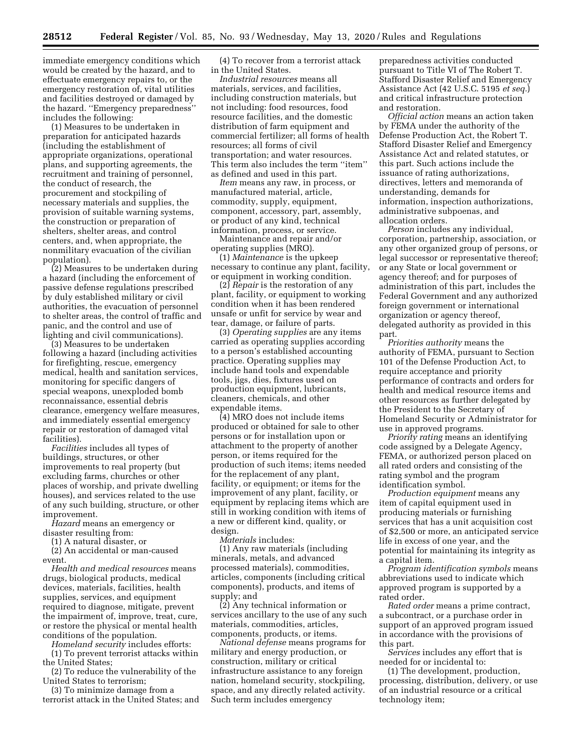immediate emergency conditions which would be created by the hazard, and to effectuate emergency repairs to, or the emergency restoration of, vital utilities and facilities destroyed or damaged by the hazard. ''Emergency preparedness'' includes the following:

(1) Measures to be undertaken in preparation for anticipated hazards (including the establishment of appropriate organizations, operational plans, and supporting agreements, the recruitment and training of personnel, the conduct of research, the procurement and stockpiling of necessary materials and supplies, the provision of suitable warning systems, the construction or preparation of shelters, shelter areas, and control centers, and, when appropriate, the nonmilitary evacuation of the civilian population).

(2) Measures to be undertaken during a hazard (including the enforcement of passive defense regulations prescribed by duly established military or civil authorities, the evacuation of personnel to shelter areas, the control of traffic and panic, and the control and use of lighting and civil communications).

(3) Measures to be undertaken following a hazard (including activities for firefighting, rescue, emergency medical, health and sanitation services, monitoring for specific dangers of special weapons, unexploded bomb reconnaissance, essential debris clearance, emergency welfare measures, and immediately essential emergency repair or restoration of damaged vital facilities).

*Facilities* includes all types of buildings, structures, or other improvements to real property (but excluding farms, churches or other places of worship, and private dwelling houses), and services related to the use of any such building, structure, or other improvement.

*Hazard* means an emergency or disaster resulting from:

(1) A natural disaster, or

(2) An accidental or man-caused event.

*Health and medical resources* means drugs, biological products, medical devices, materials, facilities, health supplies, services, and equipment required to diagnose, mitigate, prevent the impairment of, improve, treat, cure, or restore the physical or mental health conditions of the population.

*Homeland security* includes efforts:

(1) To prevent terrorist attacks within the United States;

(2) To reduce the vulnerability of the United States to terrorism;

(3) To minimize damage from a terrorist attack in the United States; and

(4) To recover from a terrorist attack in the United States.

*Industrial resources* means all materials, services, and facilities, including construction materials, but not including: food resources, food resource facilities, and the domestic distribution of farm equipment and commercial fertilizer; all forms of health resources; all forms of civil transportation; and water resources. This term also includes the term ''item'' as defined and used in this part.

*Item* means any raw, in process, or manufactured material, article, commodity, supply, equipment, component, accessory, part, assembly, or product of any kind, technical information, process, or service.

Maintenance and repair and/or operating supplies (MRO).

(1) *Maintenance* is the upkeep necessary to continue any plant, facility, or equipment in working condition.

(2) *Repair* is the restoration of any plant, facility, or equipment to working condition when it has been rendered unsafe or unfit for service by wear and tear, damage, or failure of parts.

(3) *Operating supplies* are any items carried as operating supplies according to a person's established accounting practice. Operating supplies may include hand tools and expendable tools, jigs, dies, fixtures used on production equipment, lubricants, cleaners, chemicals, and other expendable items.

(4) MRO does not include items produced or obtained for sale to other persons or for installation upon or attachment to the property of another person, or items required for the production of such items; items needed for the replacement of any plant, facility, or equipment; or items for the improvement of any plant, facility, or equipment by replacing items which are still in working condition with items of a new or different kind, quality, or design.

*Materials* includes:

(1) Any raw materials (including minerals, metals, and advanced processed materials), commodities, articles, components (including critical components), products, and items of supply; and

(2) Any technical information or services ancillary to the use of any such materials, commodities, articles, components, products, or items.

*National defense* means programs for military and energy production, or construction, military or critical infrastructure assistance to any foreign nation, homeland security, stockpiling, space, and any directly related activity. Such term includes emergency preparedness activities conducted pursuant to Title VI of The Robert T. Stafford Disaster Relief and Emergency Assistance Act (42 U.S.C. 5195 *et seq.*) and critical infrastructure protection and restoration.

*Official action* means an action taken by FEMA under the authority of the Defense Production Act, the Robert T. Stafford Disaster Relief and Emergency Assistance Act and related statutes, or this part. Such actions include the issuance of rating authorizations, directives, letters and memoranda of understanding, demands for information, inspection authorizations, administrative subpoenas, and allocation orders.

*Person* includes any individual, corporation, partnership, association, or any other organized group of persons, or legal successor or representative thereof; or any State or local government or agency thereof; and for purposes of administration of this part, includes the Federal Government and any authorized foreign government or international organization or agency thereof, delegated authority as provided in this part.

*Priorities authority* means the authority of FEMA, pursuant to Section 101 of the Defense Production Act, to require acceptance and priority performance of contracts and orders for health and medical resource items and other resources as further delegated by the President to the Secretary of Homeland Security or Administrator for use in approved programs.

*Priority rating* means an identifying code assigned by a Delegate Agency, FEMA, or authorized person placed on all rated orders and consisting of the rating symbol and the program identification symbol.

*Production equipment* means any item of capital equipment used in producing materials or furnishing services that has a unit acquisition cost of $2,500 or more, an anticipated service life in excess of one year, and the potential for maintaining its integrity as a capital item.

*Program identification symbols* means abbreviations used to indicate which approved program is supported by a rated order.

*Rated order* means a prime contract, a subcontract, or a purchase order in support of an approved program issued in accordance with the provisions of this part.

*Services* includes any effort that is needed for or incidental to:

(1) The development, production, processing, distribution, delivery, or use of an industrial resource or a critical technology item;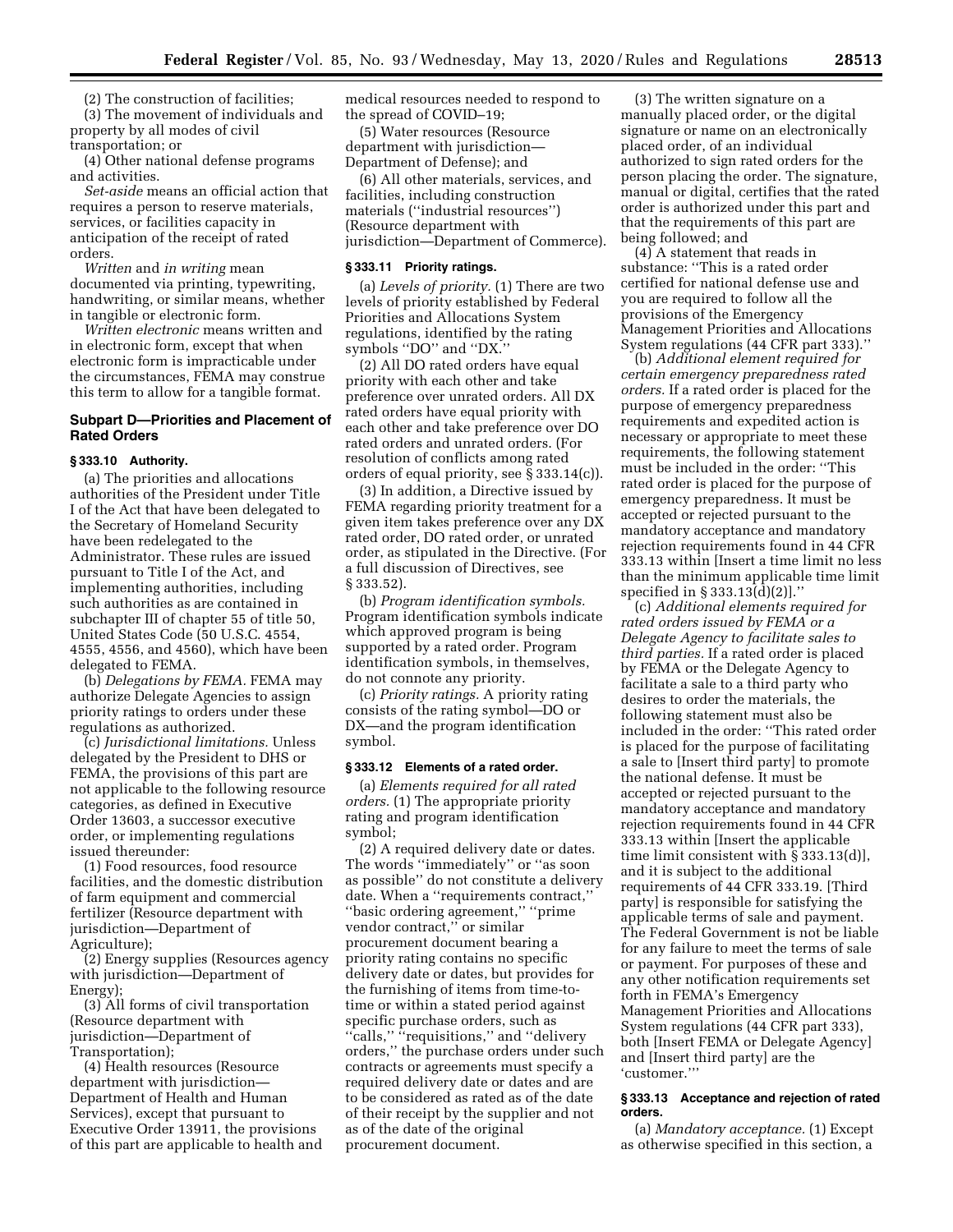(2) The construction of facilities;

(3) The movement of individuals and property by all modes of civil transportation; or

(4) Other national defense programs and activities.

*Set-aside* means an official action that requires a person to reserve materials, services, or facilities capacity in anticipation of the receipt of rated orders.

*Written* and *in writing* mean documented via printing, typewriting, handwriting, or similar means, whether in tangible or electronic form.

*Written electronic* means written and in electronic form, except that when electronic form is impracticable under the circumstances, FEMA may construe this term to allow for a tangible format.

## Subpart D—Priorities and Placement of Rated Orders

### § 333.10 Authority.

(a) The priorities and allocations authorities of the President under Title I of the Act that have been delegated to the Secretary of Homeland Security have been redelegated to the Administrator. These rules are issued pursuant to Title I of the Act, and implementing authorities, including such authorities as are contained in subchapter III of chapter 55 of title 50, United States Code (50 U.S.C. 4554, 4555, 4556, and 4560), which have been delegated to FEMA.

(b) *Delegations by FEMA.* FEMA may authorize Delegate Agencies to assign priority ratings to orders under these regulations as authorized.

(c) *Jurisdictional limitations.* Unless delegated by the President to DHS or FEMA, the provisions of this part are not applicable to the following resource categories, as defined in Executive Order 13603, a successor executive order, or implementing regulations issued thereunder:

(1) Food resources, food resource facilities, and the domestic distribution of farm equipment and commercial fertilizer (Resource department with jurisdiction—Department of Agriculture);

(2) Energy supplies (Resources agency with jurisdiction—Department of Energy);

(3) All forms of civil transportation (Resource department with jurisdiction—Department of Transportation);

(4) Health resources (Resource department with jurisdiction—Department of Health and Human Services), except that pursuant to Executive Order 13911, the provisions of this part are applicable to health and medical resources needed to respond to the spread of COVID–19;

(5) Water resources (Resource department with jurisdiction—Department of Defense); and

(6) All other materials, services, and facilities, including construction materials (''industrial resources'') (Resource department with jurisdiction—Department of Commerce).

### § 333.11 Priority ratings.

(a) *Levels of priority.* (1) There are two levels of priority established by Federal Priorities and Allocations System regulations, identified by the rating symbols ''DO'' and ''DX.''

(2) All DO rated orders have equal priority with each other and take preference over unrated orders. All DX rated orders have equal priority with each other and take preference over DO rated orders and unrated orders. (For resolution of conflicts among rated orders of equal priority, see § 333.14(c)).

(3) In addition, a Directive issued by FEMA regarding priority treatment for a given item takes preference over any DX rated order, DO rated order, or unrated order, as stipulated in the Directive. (For a full discussion of Directives, see § 333.52).

(b) *Program identification symbols.* Program identification symbols indicate which approved program is being supported by a rated order. Program identification symbols, in themselves, do not connote any priority.

(c) *Priority ratings.* A priority rating consists of the rating symbol—DO or DX—and the program identification symbol.

### § 333.12 Elements of a rated order.

(a) *Elements required for all rated orders.* (1) The appropriate priority rating and program identification symbol;

(2) A required delivery date or dates. The words ''immediately'' or ''as soon as possible'' do not constitute a delivery date. When a ''requirements contract,'' ''basic ordering agreement,'' ''prime vendor contract,'' or similar procurement document bearing a priority rating contains no specific delivery date or dates, but provides for the furnishing of items from time-to-time or within a stated period against specific purchase orders, such as ''calls,'' ''requisitions,'' and ''delivery orders,'' the purchase orders under such contracts or agreements must specify a required delivery date or dates and are to be considered as rated as of the date of their receipt by the supplier and not as of the date of the original procurement document.

(3) The written signature on a manually placed order, or the digital signature or name on an electronically placed order, of an individual authorized to sign rated orders for the person placing the order. The signature, manual or digital, certifies that the rated order is authorized under this part and that the requirements of this part are being followed; and

(4) A statement that reads in substance: ''This is a rated order certified for national defense use and you are required to follow all the provisions of the Emergency Management Priorities and Allocations System regulations (44 CFR part 333).''

(b) *Additional element required for certain emergency preparedness rated orders.* If a rated order is placed for the purpose of emergency preparedness requirements and expedited action is necessary or appropriate to meet these requirements, the following statement must be included in the order: ''This rated order is placed for the purpose of emergency preparedness. It must be accepted or rejected pursuant to the mandatory acceptance and mandatory rejection requirements found in 44 CFR 333.13 within [Insert a time limit no less than the minimum applicable time limit specified in § 333.13(d)(2)].''

(c) *Additional elements required for rated orders issued by FEMA or a Delegate Agency to facilitate sales to third parties.* If a rated order is placed by FEMA or the Delegate Agency to facilitate a sale to a third party who desires to order the materials, the following statement must also be included in the order: ''This rated order is placed for the purpose of facilitating a sale to [Insert third party] to promote the national defense. It must be accepted or rejected pursuant to the mandatory acceptance and mandatory rejection requirements found in 44 CFR 333.13 within [Insert the applicable time limit consistent with § 333.13(d)], and it is subject to the additional requirements of 44 CFR 333.19. [Third party] is responsible for satisfying the applicable terms of sale and payment. The Federal Government is not be liable for any failure to meet the terms of sale or payment. For purposes of these and any other notification requirements set forth in FEMA's Emergency Management Priorities and Allocations System regulations (44 CFR part 333), both [Insert FEMA or Delegate Agency] and [Insert third party] are the 'customer.'''

### § 333.13 Acceptance and rejection of rated orders.

(a) *Mandatory acceptance.* (1) Except as otherwise specified in this section, a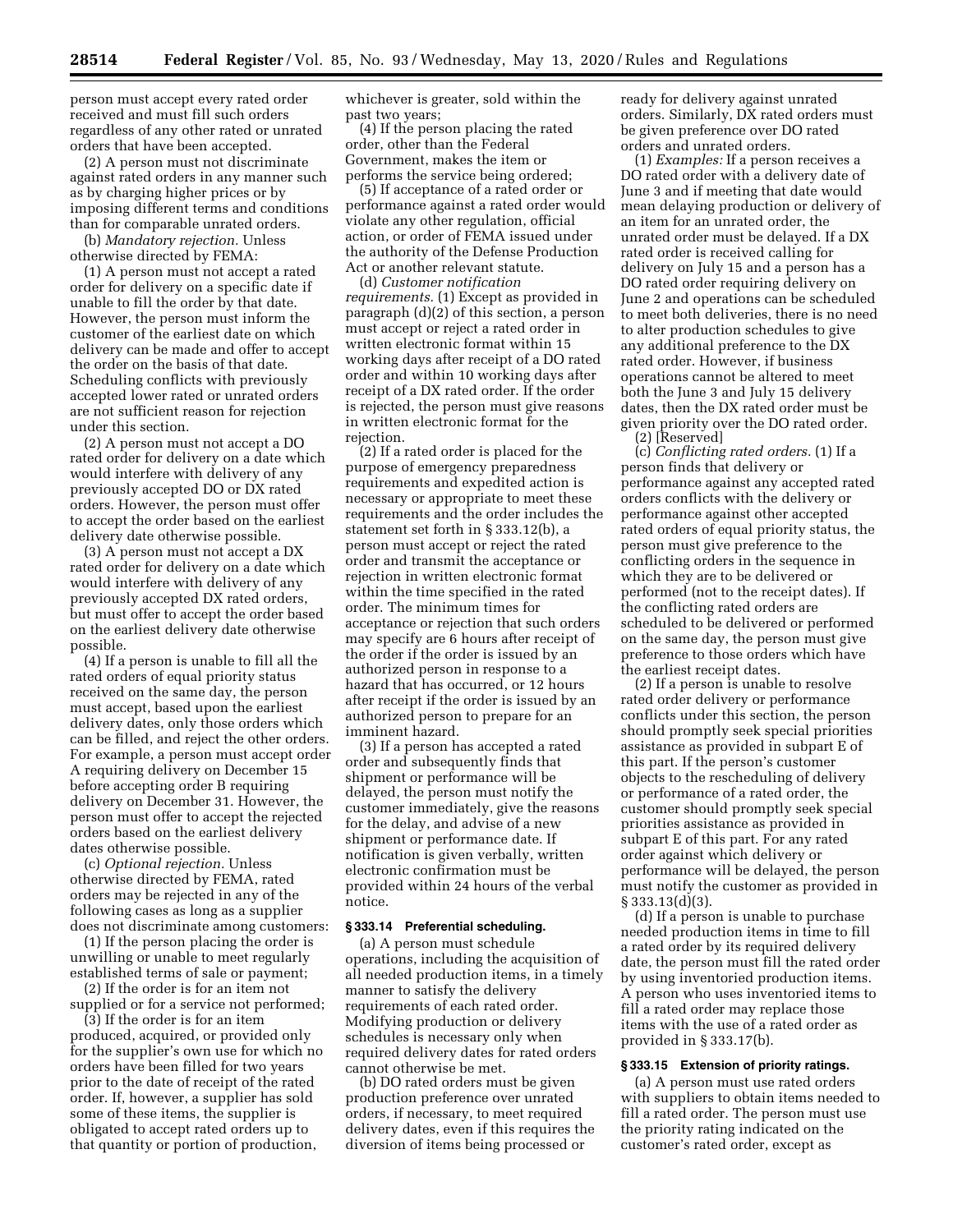person must accept every rated order received and must fill such orders regardless of any other rated or unrated orders that have been accepted.

(2) A person must not discriminate against rated orders in any manner such as by charging higher prices or by imposing different terms and conditions than for comparable unrated orders.

(b) *Mandatory rejection.* Unless otherwise directed by FEMA:

(1) A person must not accept a rated order for delivery on a specific date if unable to fill the order by that date. However, the person must inform the customer of the earliest date on which delivery can be made and offer to accept the order on the basis of that date. Scheduling conflicts with previously accepted lower rated or unrated orders are not sufficient reason for rejection under this section.

(2) A person must not accept a DO rated order for delivery on a date which would interfere with delivery of any previously accepted DO or DX rated orders. However, the person must offer to accept the order based on the earliest delivery date otherwise possible.

(3) A person must not accept a DX rated order for delivery on a date which would interfere with delivery of any previously accepted DX rated orders, but must offer to accept the order based on the earliest delivery date otherwise possible.

(4) If a person is unable to fill all the rated orders of equal priority status received on the same day, the person must accept, based upon the earliest delivery dates, only those orders which can be filled, and reject the other orders. For example, a person must accept order A requiring delivery on December 15 before accepting order B requiring delivery on December 31. However, the person must offer to accept the rejected orders based on the earliest delivery dates otherwise possible.

(c) *Optional rejection.* Unless otherwise directed by FEMA, rated orders may be rejected in any of the following cases as long as a supplier does not discriminate among customers:

(1) If the person placing the order is unwilling or unable to meet regularly established terms of sale or payment;

(2) If the order is for an item not supplied or for a service not performed;

(3) If the order is for an item produced, acquired, or provided only for the supplier's own use for which no orders have been filled for two years prior to the date of receipt of the rated order. If, however, a supplier has sold some of these items, the supplier is obligated to accept rated orders up to that quantity or portion of production, whichever is greater, sold within the past two years;

(4) If the person placing the rated order, other than the Federal Government, makes the item or performs the service being ordered;

(5) If acceptance of a rated order or performance against a rated order would violate any other regulation, official action, or order of FEMA issued under the authority of the Defense Production Act or another relevant statute.

(d) *Customer notification requirements.* (1) Except as provided in paragraph (d)(2) of this section, a person must accept or reject a rated order in written electronic format within 15 working days after receipt of a DO rated order and within 10 working days after receipt of a DX rated order. If the order is rejected, the person must give reasons in written electronic format for the rejection.

(2) If a rated order is placed for the purpose of emergency preparedness requirements and expedited action is necessary or appropriate to meet these requirements and the order includes the statement set forth in § 333.12(b), a person must accept or reject the rated order and transmit the acceptance or rejection in written electronic format within the time specified in the rated order. The minimum times for acceptance or rejection that such orders may specify are 6 hours after receipt of the order if the order is issued by an authorized person in response to a hazard that has occurred, or 12 hours after receipt if the order is issued by an authorized person to prepare for an imminent hazard.

(3) If a person has accepted a rated order and subsequently finds that shipment or performance will be delayed, the person must notify the customer immediately, give the reasons for the delay, and advise of a new shipment or performance date. If notification is given verbally, written electronic confirmation must be provided within 24 hours of the verbal notice.

### § 333.14 Preferential scheduling.

(a) A person must schedule operations, including the acquisition of all needed production items, in a timely manner to satisfy the delivery requirements of each rated order. Modifying production or delivery schedules is necessary only when required delivery dates for rated orders cannot otherwise be met.

(b) DO rated orders must be given production preference over unrated orders, if necessary, to meet required delivery dates, even if this requires the diversion of items being processed or ready for delivery against unrated orders. Similarly, DX rated orders must be given preference over DO rated orders and unrated orders.

(1) *Examples:* If a person receives a DO rated order with a delivery date of June 3 and if meeting that date would mean delaying production or delivery of an item for an unrated order, the unrated order must be delayed. If a DX rated order is received calling for delivery on July 15 and a person has a DO rated order requiring delivery on June 2 and operations can be scheduled to meet both deliveries, there is no need to alter production schedules to give any additional preference to the DX rated order. However, if business operations cannot be altered to meet both the June 3 and July 15 delivery dates, then the DX rated order must be given priority over the DO rated order.

(2) [Reserved]

(c) *Conflicting rated orders.* (1) If a person finds that delivery or performance against any accepted rated orders conflicts with the delivery or performance against other accepted rated orders of equal priority status, the person must give preference to the conflicting orders in the sequence in which they are to be delivered or performed (not to the receipt dates). If the conflicting rated orders are scheduled to be delivered or performed on the same day, the person must give preference to those orders which have the earliest receipt dates.

(2) If a person is unable to resolve rated order delivery or performance conflicts under this section, the person should promptly seek special priorities assistance as provided in subpart E of this part. If the person's customer objects to the rescheduling of delivery or performance of a rated order, the customer should promptly seek special priorities assistance as provided in subpart E of this part. For any rated order against which delivery or performance will be delayed, the person must notify the customer as provided in § 333.13(d)(3).

(d) If a person is unable to purchase needed production items in time to fill a rated order by its required delivery date, the person must fill the rated order by using inventoried production items. A person who uses inventoried items to fill a rated order may replace those items with the use of a rated order as provided in § 333.17(b).

### § 333.15 Extension of priority ratings.

(a) A person must use rated orders with suppliers to obtain items needed to fill a rated order. The person must use the priority rating indicated on the customer's rated order, except as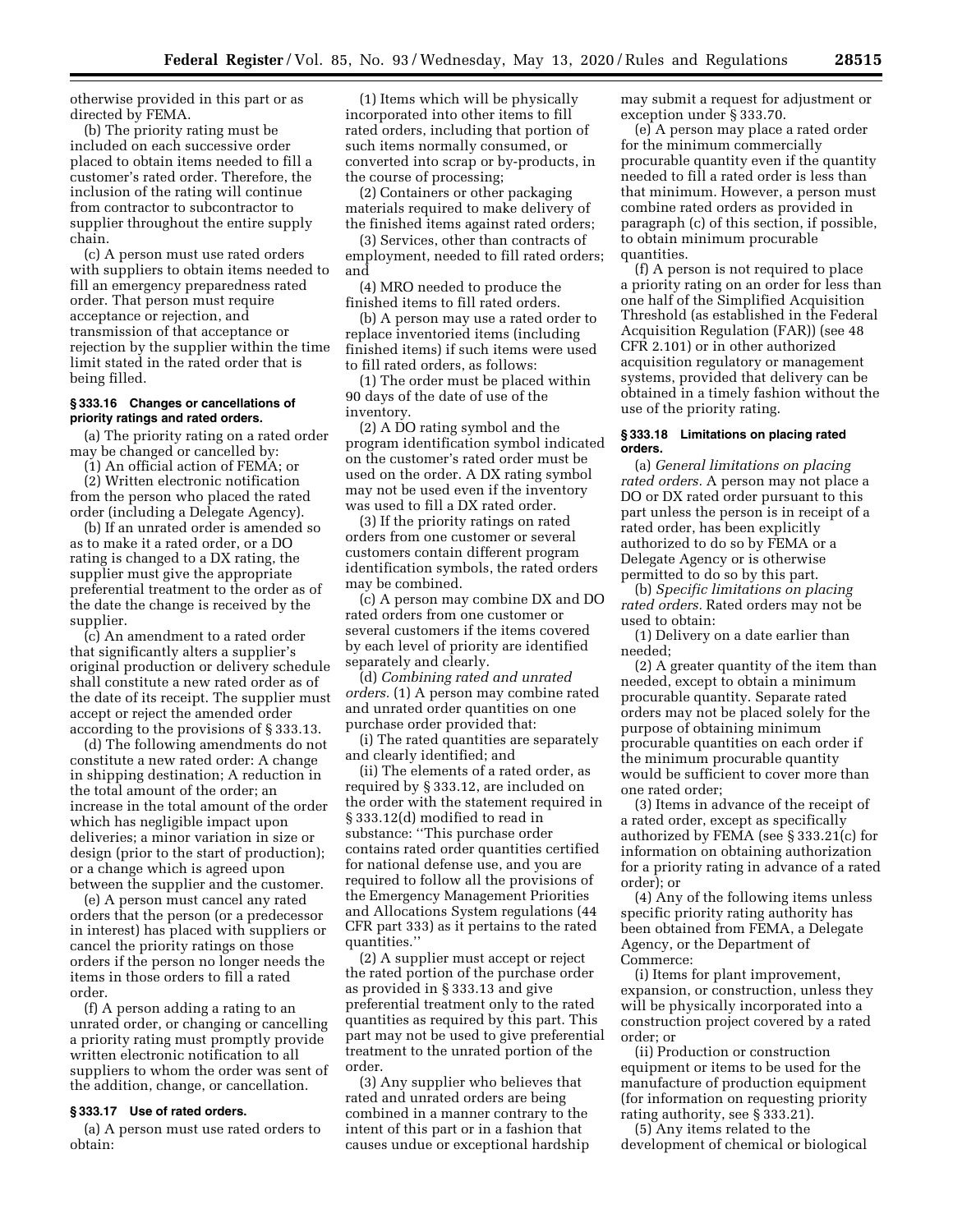otherwise provided in this part or as directed by FEMA.

(b) The priority rating must be included on each successive order placed to obtain items needed to fill a customer's rated order. Therefore, the inclusion of the rating will continue from contractor to subcontractor to supplier throughout the entire supply chain.

(c) A person must use rated orders with suppliers to obtain items needed to fill an emergency preparedness rated order. That person must require acceptance or rejection, and transmission of that acceptance or rejection by the supplier within the time limit stated in the rated order that is being filled.

### § 333.16 Changes or cancellations of priority ratings and rated orders.

(a) The priority rating on a rated order may be changed or cancelled by:

(1) An official action of FEMA; or

(2) Written electronic notification from the person who placed the rated order (including a Delegate Agency).

(b) If an unrated order is amended so as to make it a rated order, or a DO rating is changed to a DX rating, the supplier must give the appropriate preferential treatment to the order as of the date the change is received by the supplier.

(c) An amendment to a rated order that significantly alters a supplier's original production or delivery schedule shall constitute a new rated order as of the date of its receipt. The supplier must accept or reject the amended order according to the provisions of § 333.13.

(d) The following amendments do not constitute a new rated order: A change in shipping destination; A reduction in the total amount of the order; an increase in the total amount of the order which has negligible impact upon deliveries; a minor variation in size or design (prior to the start of production); or a change which is agreed upon between the supplier and the customer.

(e) A person must cancel any rated orders that the person (or a predecessor in interest) has placed with suppliers or cancel the priority ratings on those orders if the person no longer needs the items in those orders to fill a rated order.

(f) A person adding a rating to an unrated order, or changing or cancelling a priority rating must promptly provide written electronic notification to all suppliers to whom the order was sent of the addition, change, or cancellation.

### § 333.17 Use of rated orders.

(a) A person must use rated orders to obtain:

(1) Items which will be physically incorporated into other items to fill rated orders, including that portion of such items normally consumed, or converted into scrap or by-products, in the course of processing;

(2) Containers or other packaging materials required to make delivery of the finished items against rated orders;

(3) Services, other than contracts of employment, needed to fill rated orders; and

(4) MRO needed to produce the finished items to fill rated orders.

(b) A person may use a rated order to replace inventoried items (including finished items) if such items were used to fill rated orders, as follows:

(1) The order must be placed within 90 days of the date of use of the inventory.

(2) A DO rating symbol and the program identification symbol indicated on the customer's rated order must be used on the order. A DX rating symbol may not be used even if the inventory was used to fill a DX rated order.

(3) If the priority ratings on rated orders from one customer or several customers contain different program identification symbols, the rated orders may be combined.

(c) A person may combine DX and DO rated orders from one customer or several customers if the items covered by each level of priority are identified separately and clearly.

(d) *Combining rated and unrated orders.* (1) A person may combine rated and unrated order quantities on one purchase order provided that:

(i) The rated quantities are separately and clearly identified; and

(ii) The elements of a rated order, as required by § 333.12, are included on the order with the statement required in § 333.12(d) modified to read in substance: ''This purchase order contains rated order quantities certified for national defense use, and you are required to follow all the provisions of the Emergency Management Priorities and Allocations System regulations (44 CFR part 333) as it pertains to the rated quantities.''

(2) A supplier must accept or reject the rated portion of the purchase order as provided in § 333.13 and give preferential treatment only to the rated quantities as required by this part. This part may not be used to give preferential treatment to the unrated portion of the order.

(3) Any supplier who believes that rated and unrated orders are being combined in a manner contrary to the intent of this part or in a fashion that causes undue or exceptional hardship may submit a request for adjustment or exception under § 333.70.

(e) A person may place a rated order for the minimum commercially procurable quantity even if the quantity needed to fill a rated order is less than that minimum. However, a person must combine rated orders as provided in paragraph (c) of this section, if possible, to obtain minimum procurable quantities.

(f) A person is not required to place a priority rating on an order for less than one half of the Simplified Acquisition Threshold (as established in the Federal Acquisition Regulation (FAR)) (see 48 CFR 2.101) or in other authorized acquisition regulatory or management systems, provided that delivery can be obtained in a timely fashion without the use of the priority rating.

### § 333.18 Limitations on placing rated orders.

(a) *General limitations on placing rated orders.* A person may not place a DO or DX rated order pursuant to this part unless the person is in receipt of a rated order, has been explicitly authorized to do so by FEMA or a Delegate Agency or is otherwise permitted to do so by this part.

(b) *Specific limitations on placing rated orders.* Rated orders may not be used to obtain:

(1) Delivery on a date earlier than needed;

(2) A greater quantity of the item than needed, except to obtain a minimum procurable quantity. Separate rated orders may not be placed solely for the purpose of obtaining minimum procurable quantities on each order if the minimum procurable quantity would be sufficient to cover more than one rated order;

(3) Items in advance of the receipt of a rated order, except as specifically authorized by FEMA (see § 333.21(c) for information on obtaining authorization for a priority rating in advance of a rated order); or

(4) Any of the following items unless specific priority rating authority has been obtained from FEMA, a Delegate Agency, or the Department of Commerce:

(i) Items for plant improvement, expansion, or construction, unless they will be physically incorporated into a construction project covered by a rated order; or

(ii) Production or construction equipment or items to be used for the manufacture of production equipment (for information on requesting priority rating authority, see § 333.21).

(5) Any items related to the development of chemical or biological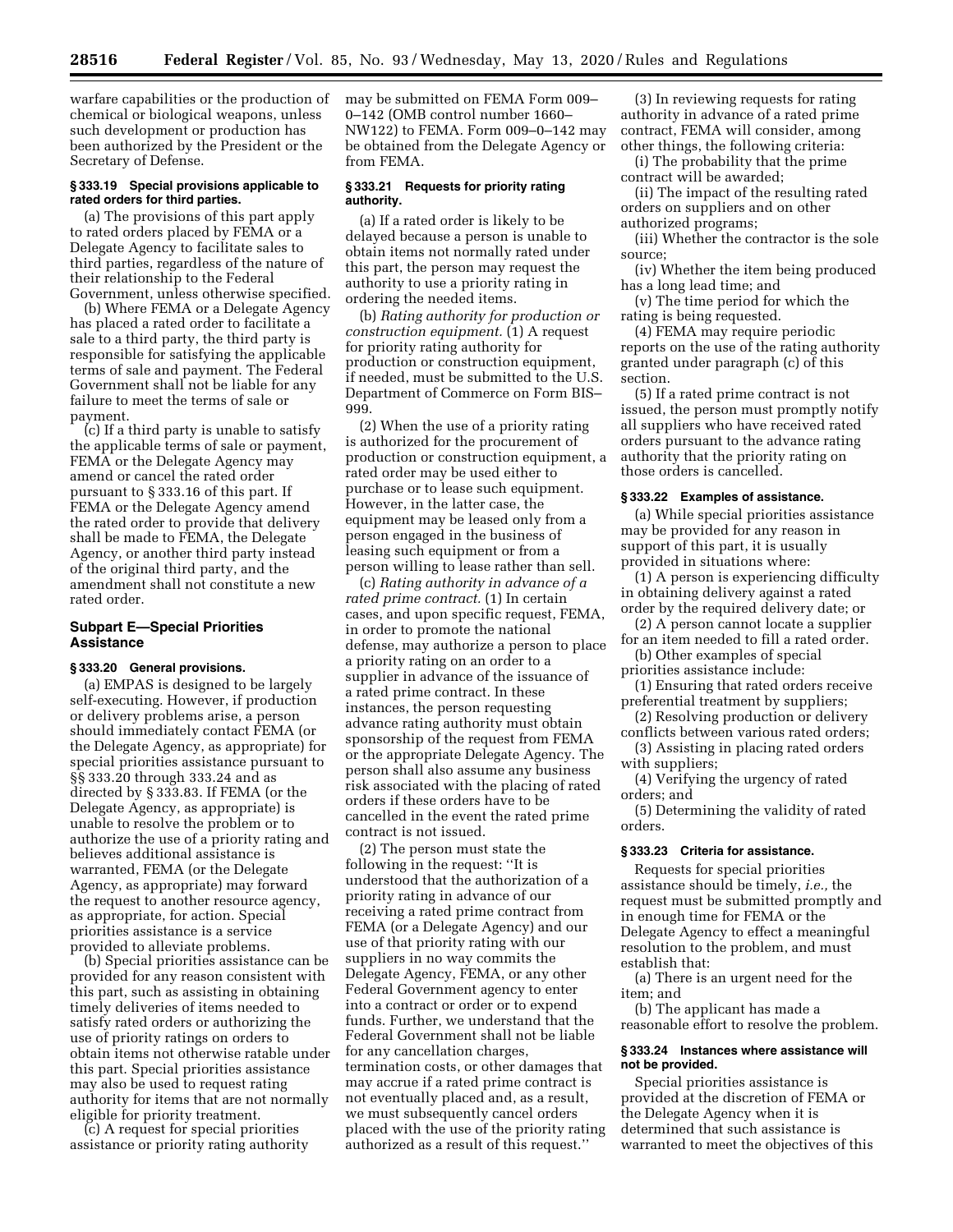warfare capabilities or the production of chemical or biological weapons, unless such development or production has been authorized by the President or the Secretary of Defense.

### § 333.19 Special provisions applicable to rated orders for third parties.

(a) The provisions of this part apply to rated orders placed by FEMA or a Delegate Agency to facilitate sales to third parties, regardless of the nature of their relationship to the Federal Government, unless otherwise specified.

(b) Where FEMA or a Delegate Agency has placed a rated order to facilitate a sale to a third party, the third party is responsible for satisfying the applicable terms of sale and payment. The Federal Government shall not be liable for any failure to meet the terms of sale or payment.

(c) If a third party is unable to satisfy the applicable terms of sale or payment, FEMA or the Delegate Agency may amend or cancel the rated order pursuant to § 333.16 of this part. If FEMA or the Delegate Agency amend the rated order to provide that delivery shall be made to FEMA, the Delegate Agency, or another third party instead of the original third party, and the amendment shall not constitute a new rated order.

## Subpart E—Special Priorities Assistance

### § 333.20 General provisions.

(a) EMPAS is designed to be largely self-executing. However, if production or delivery problems arise, a person should immediately contact FEMA (or the Delegate Agency, as appropriate) for special priorities assistance pursuant to §§ 333.20 through 333.24 and as directed by § 333.83. If FEMA (or the Delegate Agency, as appropriate) is unable to resolve the problem or to authorize the use of a priority rating and believes additional assistance is warranted, FEMA (or the Delegate Agency, as appropriate) may forward the request to another resource agency, as appropriate, for action. Special priorities assistance is a service provided to alleviate problems.

(b) Special priorities assistance can be provided for any reason consistent with this part, such as assisting in obtaining timely deliveries of items needed to satisfy rated orders or authorizing the use of priority ratings on orders to obtain items not otherwise ratable under this part. Special priorities assistance may also be used to request rating authority for items that are not normally eligible for priority treatment.

(c) A request for special priorities assistance or priority rating authority may be submitted on FEMA Form 009–0–142 (OMB control number 1660–NW122) to FEMA. Form 009–0–142 may be obtained from the Delegate Agency or from FEMA.

### § 333.21 Requests for priority rating authority.

(a) If a rated order is likely to be delayed because a person is unable to obtain items not normally rated under this part, the person may request the authority to use a priority rating in ordering the needed items.

(b) *Rating authority for production or construction equipment.* (1) A request for priority rating authority for production or construction equipment, if needed, must be submitted to the U.S. Department of Commerce on Form BIS–999.

(2) When the use of a priority rating is authorized for the procurement of production or construction equipment, a rated order may be used either to purchase or to lease such equipment. However, in the latter case, the equipment may be leased only from a person engaged in the business of leasing such equipment or from a person willing to lease rather than sell.

(c) *Rating authority in advance of a rated prime contract.* (1) In certain cases, and upon specific request, FEMA, in order to promote the national defense, may authorize a person to place a priority rating on an order to a supplier in advance of the issuance of a rated prime contract. In these instances, the person requesting advance rating authority must obtain sponsorship of the request from FEMA or the appropriate Delegate Agency. The person shall also assume any business risk associated with the placing of rated orders if these orders have to be cancelled in the event the rated prime contract is not issued.

(2) The person must state the following in the request: "It is understood that the authorization of a priority rating in advance of our receiving a rated prime contract from FEMA (or a Delegate Agency) and our use of that priority rating with our suppliers in no way commits the Delegate Agency, FEMA, or any other Federal Government agency to enter into a contract or order or to expend funds. Further, we understand that the Federal Government shall not be liable for any cancellation charges, termination costs, or other damages that may accrue if a rated prime contract is not eventually placed and, as a result, we must subsequently cancel orders placed with the use of the priority rating authorized as a result of this request."

(3) In reviewing requests for rating authority in advance of a rated prime contract, FEMA will consider, among other things, the following criteria:

(i) The probability that the prime contract will be awarded;

(ii) The impact of the resulting rated orders on suppliers and on other authorized programs;

(iii) Whether the contractor is the sole source;

(iv) Whether the item being produced has a long lead time; and

(v) The time period for which the rating is being requested.

(4) FEMA may require periodic reports on the use of the rating authority granted under paragraph (c) of this section.

(5) If a rated prime contract is not issued, the person must promptly notify all suppliers who have received rated orders pursuant to the advance rating authority that the priority rating on those orders is cancelled.

### § 333.22 Examples of assistance.

(a) While special priorities assistance may be provided for any reason in support of this part, it is usually provided in situations where:

(1) A person is experiencing difficulty in obtaining delivery against a rated order by the required delivery date; or

(2) A person cannot locate a supplier for an item needed to fill a rated order.

(b) Other examples of special priorities assistance include:

(1) Ensuring that rated orders receive preferential treatment by suppliers;

(2) Resolving production or delivery conflicts between various rated orders;

(3) Assisting in placing rated orders with suppliers;

(4) Verifying the urgency of rated orders; and

(5) Determining the validity of rated orders.

### § 333.23 Criteria for assistance.

Requests for special priorities assistance should be timely, *i.e.,* the request must be submitted promptly and in enough time for FEMA or the Delegate Agency to effect a meaningful resolution to the problem, and must establish that:

(a) There is an urgent need for the item; and

(b) The applicant has made a reasonable effort to resolve the problem.

### § 333.24 Instances where assistance will not be provided.

Special priorities assistance is provided at the discretion of FEMA or the Delegate Agency when it is determined that such assistance is warranted to meet the objectives of this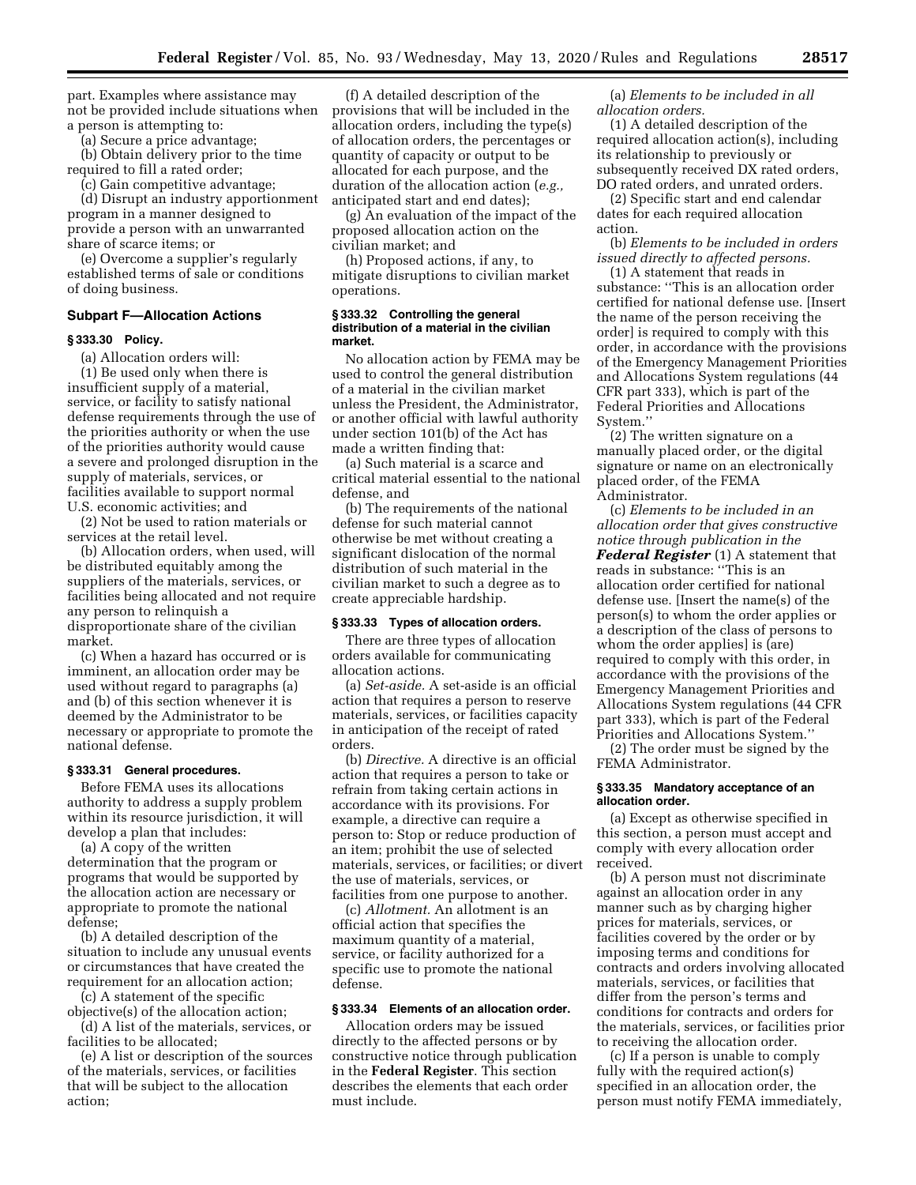part. Examples where assistance may not be provided include situations when a person is attempting to:

(a) Secure a price advantage;

(b) Obtain delivery prior to the time required to fill a rated order;

(c) Gain competitive advantage;

(d) Disrupt an industry apportionment program in a manner designed to provide a person with an unwarranted share of scarce items; or

(e) Overcome a supplier's regularly established terms of sale or conditions of doing business.

### Subpart F—Allocation Actions

#### § 333.30 Policy.

(a) Allocation orders will:

(1) Be used only when there is insufficient supply of a material, service, or facility to satisfy national defense requirements through the use of the priorities authority or when the use of the priorities authority would cause a severe and prolonged disruption in the supply of materials, services, or facilities available to support normal U.S. economic activities; and

(2) Not be used to ration materials or services at the retail level.

(b) Allocation orders, when used, will be distributed equitably among the suppliers of the materials, services, or facilities being allocated and not require any person to relinquish a disproportionate share of the civilian market.

(c) When a hazard has occurred or is imminent, an allocation order may be used without regard to paragraphs (a) and (b) of this section whenever it is deemed by the Administrator to be necessary or appropriate to promote the national defense.

#### § 333.31 General procedures.

Before FEMA uses its allocations authority to address a supply problem within its resource jurisdiction, it will develop a plan that includes:

(a) A copy of the written determination that the program or programs that would be supported by the allocation action are necessary or appropriate to promote the national defense;

(b) A detailed description of the situation to include any unusual events or circumstances that have created the requirement for an allocation action;

(c) A statement of the specific objective(s) of the allocation action;

(d) A list of the materials, services, or facilities to be allocated;

(e) A list or description of the sources of the materials, services, or facilities that will be subject to the allocation action;

(f) A detailed description of the provisions that will be included in the allocation orders, including the type(s) of allocation orders, the percentages or quantity of capacity or output to be allocated for each purpose, and the duration of the allocation action (*e.g.,* anticipated start and end dates);

(g) An evaluation of the impact of the proposed allocation action on the civilian market; and

(h) Proposed actions, if any, to mitigate disruptions to civilian market operations.

#### § 333.32 Controlling the general distribution of a material in the civilian market.

No allocation action by FEMA may be used to control the general distribution of a material in the civilian market unless the President, the Administrator, or another official with lawful authority under section 101(b) of the Act has made a written finding that:

(a) Such material is a scarce and critical material essential to the national defense, and

(b) The requirements of the national defense for such material cannot otherwise be met without creating a significant dislocation of the normal distribution of such material in the civilian market to such a degree as to create appreciable hardship.

#### § 333.33 Types of allocation orders.

There are three types of allocation orders available for communicating allocation actions.

(a) *Set-aside.* A set-aside is an official action that requires a person to reserve materials, services, or facilities capacity in anticipation of the receipt of rated orders.

(b) *Directive.* A directive is an official action that requires a person to take or refrain from taking certain actions in accordance with its provisions. For example, a directive can require a person to: Stop or reduce production of an item; prohibit the use of selected materials, services, or facilities; or divert the use of materials, services, or facilities from one purpose to another.

(c) *Allotment.* An allotment is an official action that specifies the maximum quantity of a material, service, or facility authorized for a specific use to promote the national defense.

#### § 333.34 Elements of an allocation order.

Allocation orders may be issued directly to the affected persons or by constructive notice through publication in the **Federal Register**. This section describes the elements that each order must include.

(a) *Elements to be included in all allocation orders.*

(1) A detailed description of the required allocation action(s), including its relationship to previously or subsequently received DX rated orders, DO rated orders, and unrated orders.

(2) Specific start and end calendar dates for each required allocation action.

(b) *Elements to be included in orders issued directly to affected persons.*

(1) A statement that reads in substance: ''This is an allocation order certified for national defense use. [Insert the name of the person receiving the order] is required to comply with this order, in accordance with the provisions of the Emergency Management Priorities and Allocations System regulations (44 CFR part 333), which is part of the Federal Priorities and Allocations System.''

(2) The written signature on a manually placed order, or the digital signature or name on an electronically placed order, of the FEMA Administrator.

(c) *Elements to be included in an allocation order that gives constructive notice through publication in the **Federal Register*** (1) A statement that reads in substance: ''This is an allocation order certified for national defense use. [Insert the name(s) of the person(s) to whom the order applies or a description of the class of persons to whom the order applies] is (are) required to comply with this order, in accordance with the provisions of the Emergency Management Priorities and Allocations System regulations (44 CFR part 333), which is part of the Federal Priorities and Allocations System.''

(2) The order must be signed by the FEMA Administrator.

#### § 333.35 Mandatory acceptance of an allocation order.

(a) Except as otherwise specified in this section, a person must accept and comply with every allocation order received.

(b) A person must not discriminate against an allocation order in any manner such as by charging higher prices for materials, services, or facilities covered by the order or by imposing terms and conditions for contracts and orders involving allocated materials, services, or facilities that differ from the person's terms and conditions for contracts and orders for the materials, services, or facilities prior to receiving the allocation order.

(c) If a person is unable to comply fully with the required action(s) specified in an allocation order, the person must notify FEMA immediately,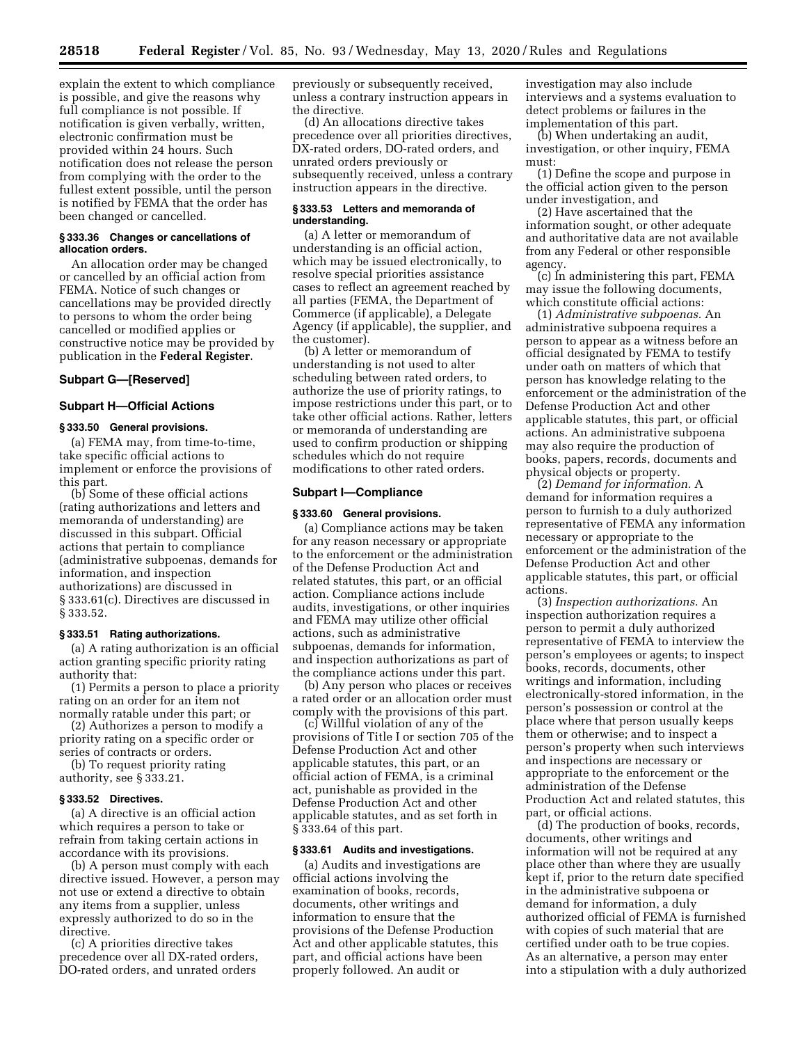explain the extent to which compliance is possible, and give the reasons why full compliance is not possible. If notification is given verbally, written, electronic confirmation must be provided within 24 hours. Such notification does not release the person from complying with the order to the fullest extent possible, until the person is notified by FEMA that the order has been changed or cancelled.

**§ 333.36 Changes or cancellations of allocation orders.**

An allocation order may be changed or cancelled by an official action from FEMA. Notice of such changes or cancellations may be provided directly to persons to whom the order being cancelled or modified applies or constructive notice may be provided by publication in the **Federal Register**.

### Subpart G—[Reserved]

### Subpart H—Official Actions

**§ 333.50 General provisions.**

(a) FEMA may, from time-to-time, take specific official actions to implement or enforce the provisions of this part.

(b) Some of these official actions (rating authorizations and letters and memoranda of understanding) are discussed in this subpart. Official actions that pertain to compliance (administrative subpoenas, demands for information, and inspection authorizations) are discussed in § 333.61(c). Directives are discussed in § 333.52.

**§ 333.51 Rating authorizations.**

(a) A rating authorization is an official action granting specific priority rating authority that:

(1) Permits a person to place a priority rating on an order for an item not normally ratable under this part; or

(2) Authorizes a person to modify a priority rating on a specific order or series of contracts or orders.

(b) To request priority rating authority, see § 333.21.

**§ 333.52 Directives.**

(a) A directive is an official action which requires a person to take or refrain from taking certain actions in accordance with its provisions.

(b) A person must comply with each directive issued. However, a person may not use or extend a directive to obtain any items from a supplier, unless expressly authorized to do so in the directive.

(c) A priorities directive takes precedence over all DX-rated orders, DO-rated orders, and unrated orders previously or subsequently received, unless a contrary instruction appears in the directive.

(d) An allocations directive takes precedence over all priorities directives, DX-rated orders, DO-rated orders, and unrated orders previously or subsequently received, unless a contrary instruction appears in the directive.

**§ 333.53 Letters and memoranda of understanding.**

(a) A letter or memorandum of understanding is an official action, which may be issued electronically, to resolve special priorities assistance cases to reflect an agreement reached by all parties (FEMA, the Department of Commerce (if applicable), a Delegate Agency (if applicable), the supplier, and the customer).

(b) A letter or memorandum of understanding is not used to alter scheduling between rated orders, to authorize the use of priority ratings, to impose restrictions under this part, or to take other official actions. Rather, letters or memoranda of understanding are used to confirm production or shipping schedules which do not require modifications to other rated orders.

### Subpart I—Compliance

**§ 333.60 General provisions.**

(a) Compliance actions may be taken for any reason necessary or appropriate to the enforcement or the administration of the Defense Production Act and related statutes, this part, or an official action. Compliance actions include audits, investigations, or other inquiries and FEMA may utilize other official actions, such as administrative subpoenas, demands for information, and inspection authorizations as part of the compliance actions under this part.

(b) Any person who places or receives a rated order or an allocation order must comply with the provisions of this part.

(c) Willful violation of any of the provisions of Title I or section 705 of the Defense Production Act and other applicable statutes, this part, or an official action of FEMA, is a criminal act, punishable as provided in the Defense Production Act and other applicable statutes, and as set forth in § 333.64 of this part.

**§ 333.61 Audits and investigations.**

(a) Audits and investigations are official actions involving the examination of books, records, documents, other writings and information to ensure that the provisions of the Defense Production Act and other applicable statutes, this part, and official actions have been properly followed. An audit or investigation may also include interviews and a systems evaluation to detect problems or failures in the implementation of this part.

(b) When undertaking an audit, investigation, or other inquiry, FEMA must:

(1) Define the scope and purpose in the official action given to the person under investigation, and

(2) Have ascertained that the information sought, or other adequate and authoritative data are not available from any Federal or other responsible agency.

(c) In administering this part, FEMA may issue the following documents, which constitute official actions:

(1) *Administrative subpoenas.* An administrative subpoena requires a person to appear as a witness before an official designated by FEMA to testify under oath on matters of which that person has knowledge relating to the enforcement or the administration of the Defense Production Act and other applicable statutes, this part, or official actions. An administrative subpoena may also require the production of books, papers, records, documents and physical objects or property.

(2) *Demand for information.* A demand for information requires a person to furnish to a duly authorized representative of FEMA any information necessary or appropriate to the enforcement or the administration of the Defense Production Act and other applicable statutes, this part, or official actions.

(3) *Inspection authorizations.* An inspection authorization requires a person to permit a duly authorized representative of FEMA to interview the person's employees or agents; to inspect books, records, documents, other writings and information, including electronically-stored information, in the person's possession or control at the place where that person usually keeps them or otherwise; and to inspect a person's property when such interviews and inspections are necessary or appropriate to the enforcement or the administration of the Defense Production Act and related statutes, this part, or official actions.

(d) The production of books, records, documents, other writings and information will not be required at any place other than where they are usually kept if, prior to the return date specified in the administrative subpoena or demand for information, a duly authorized official of FEMA is furnished with copies of such material that are certified under oath to be true copies. As an alternative, a person may enter into a stipulation with a duly authorized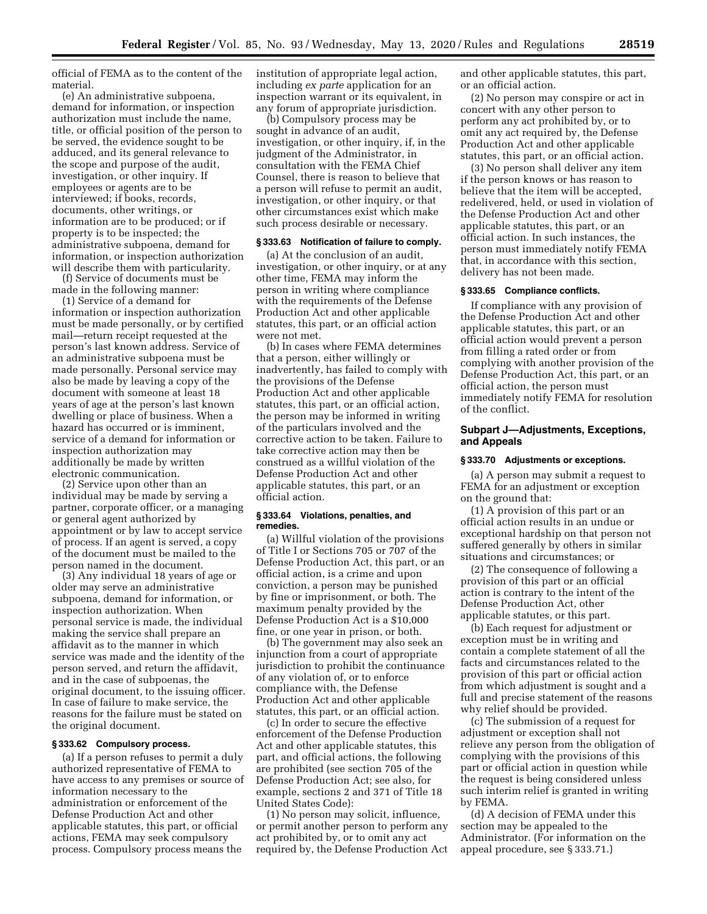official of FEMA as to the content of the material.

(e) An administrative subpoena, demand for information, or inspection authorization must include the name, title, or official position of the person to be served, the evidence sought to be adduced, and its general relevance to the scope and purpose of the audit, investigation, or other inquiry. If employees or agents are to be interviewed; if books, records, documents, other writings, or information are to be produced; or if property is to be inspected; the administrative subpoena, demand for information, or inspection authorization will describe them with particularity.

(f) Service of documents must be made in the following manner:

(1) Service of a demand for information or inspection authorization must be made personally, or by certified mail—return receipt requested at the person's last known address. Service of an administrative subpoena must be made personally. Personal service may also be made by leaving a copy of the document with someone at least 18 years of age at the person's last known dwelling or place of business. When a hazard has occurred or is imminent, service of a demand for information or inspection authorization may additionally be made by written electronic communication.

(2) Service upon other than an individual may be made by serving a partner, corporate officer, or a managing or general agent authorized by appointment or by law to accept service of process. If an agent is served, a copy of the document must be mailed to the person named in the document.

(3) Any individual 18 years of age or older may serve an administrative subpoena, demand for information, or inspection authorization. When personal service is made, the individual making the service shall prepare an affidavit as to the manner in which service was made and the identity of the person served, and return the affidavit, and in the case of subpoenas, the original document, to the issuing officer. In case of failure to make service, the reasons for the failure must be stated on the original document.

### § 333.62 Compulsory process.

(a) If a person refuses to permit a duly authorized representative of FEMA to have access to any premises or source of information necessary to the administration or enforcement of the Defense Production Act and other applicable statutes, this part, or official actions, FEMA may seek compulsory process. Compulsory process means the institution of appropriate legal action, including *ex parte* application for an inspection warrant or its equivalent, in any forum of appropriate jurisdiction.

(b) Compulsory process may be sought in advance of an audit, investigation, or other inquiry, if, in the judgment of the Administrator, in consultation with the FEMA Chief Counsel, there is reason to believe that a person will refuse to permit an audit, investigation, or other inquiry, or that other circumstances exist which make such process desirable or necessary.

### § 333.63 Notification of failure to comply.

(a) At the conclusion of an audit, investigation, or other inquiry, or at any other time, FEMA may inform the person in writing where compliance with the requirements of the Defense Production Act and other applicable statutes, this part, or an official action were not met.

(b) In cases where FEMA determines that a person, either willingly or inadvertently, has failed to comply with the provisions of the Defense Production Act and other applicable statutes, this part, or an official action, the person may be informed in writing of the particulars involved and the corrective action to be taken. Failure to take corrective action may then be construed as a willful violation of the Defense Production Act and other applicable statutes, this part, or an official action.

### § 333.64 Violations, penalties, and remedies.

(a) Willful violation of the provisions of Title I or Sections 705 or 707 of the Defense Production Act, this part, or an official action, is a crime and upon conviction, a person may be punished by fine or imprisonment, or both. The maximum penalty provided by the Defense Production Act is a $10,000 fine, or one year in prison, or both.

(b) The government may also seek an injunction from a court of appropriate jurisdiction to prohibit the continuance of any violation of, or to enforce compliance with, the Defense Production Act and other applicable statutes, this part, or an official action.

(c) In order to secure the effective enforcement of the Defense Production Act and other applicable statutes, this part, and official actions, the following are prohibited (see section 705 of the Defense Production Act; see also, for example, sections 2 and 371 of Title 18 United States Code):

(1) No person may solicit, influence, or permit another person to perform any act prohibited by, or to omit any act required by, the Defense Production Act and other applicable statutes, this part, or an official action.

(2) No person may conspire or act in concert with any other person to perform any act prohibited by, or to omit any act required by, the Defense Production Act and other applicable statutes, this part, or an official action.

(3) No person shall deliver any item if the person knows or has reason to believe that the item will be accepted, redelivered, held, or used in violation of the Defense Production Act and other applicable statutes, this part, or an official action. In such instances, the person must immediately notify FEMA that, in accordance with this section, delivery has not been made.

### § 333.65 Compliance conflicts.

If compliance with any provision of the Defense Production Act and other applicable statutes, this part, or an official action would prevent a person from filling a rated order or from complying with another provision of the Defense Production Act, this part, or an official action, the person must immediately notify FEMA for resolution of the conflict.

## Subpart J—Adjustments, Exceptions, and Appeals

### § 333.70 Adjustments or exceptions.

(a) A person may submit a request to FEMA for an adjustment or exception on the ground that:

(1) A provision of this part or an official action results in an undue or exceptional hardship on that person not suffered generally by others in similar situations and circumstances; or

(2) The consequence of following a provision of this part or an official action is contrary to the intent of the Defense Production Act, other applicable statutes, or this part.

(b) Each request for adjustment or exception must be in writing and contain a complete statement of all the facts and circumstances related to the provision of this part or official action from which adjustment is sought and a full and precise statement of the reasons why relief should be provided.

(c) The submission of a request for adjustment or exception shall not relieve any person from the obligation of complying with the provisions of this part or official action in question while the request is being considered unless such interim relief is granted in writing by FEMA.

(d) A decision of FEMA under this section may be appealed to the Administrator. (For information on the appeal procedure, see § 333.71.)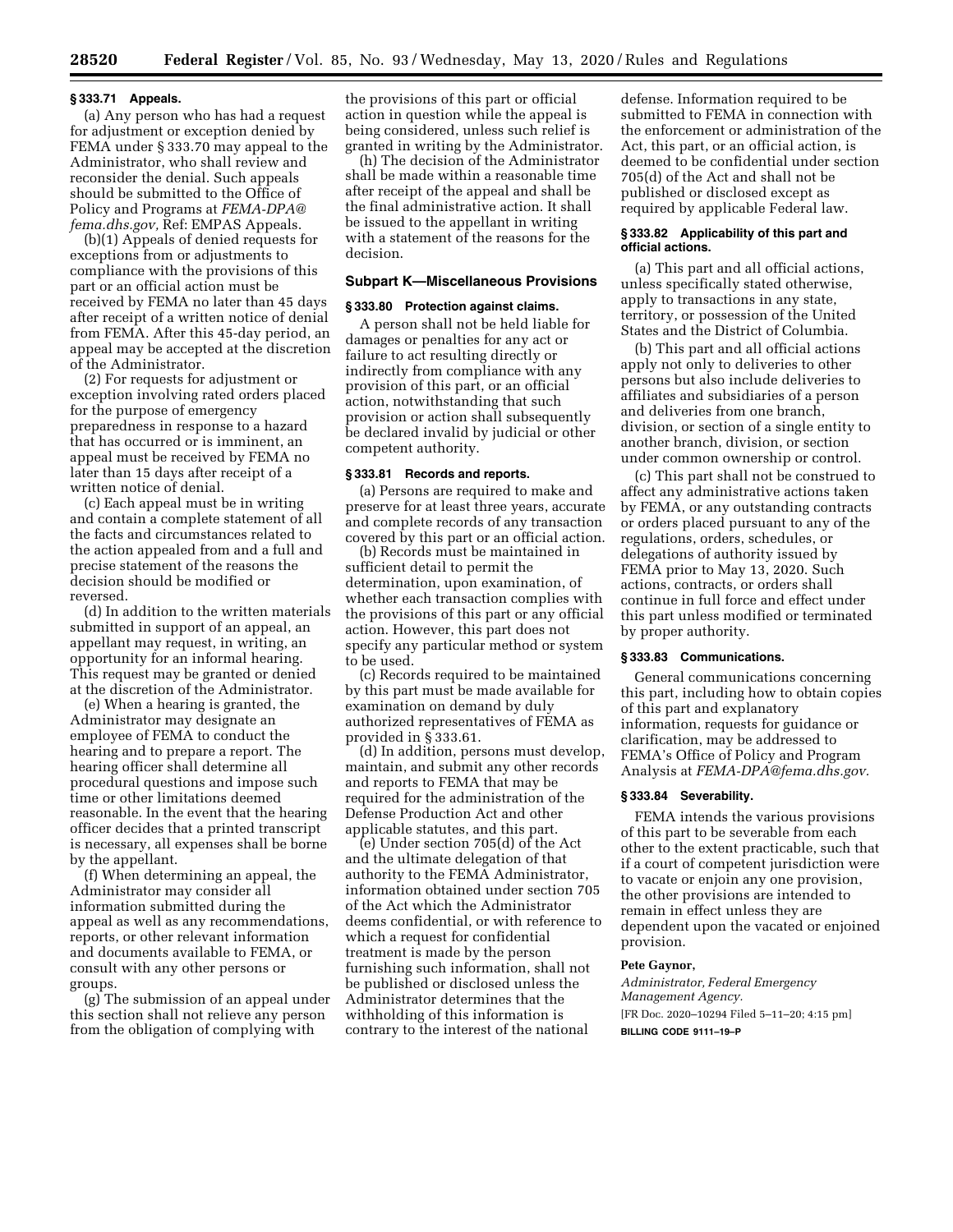### § 333.71 Appeals.

(a) Any person who has had a request for adjustment or exception denied by FEMA under § 333.70 may appeal to the Administrator, who shall review and reconsider the denial. Such appeals should be submitted to the Office of Policy and Programs at *FEMA-DPA@fema.dhs.gov,* Ref: EMPAS Appeals.

(b)(1) Appeals of denied requests for exceptions from or adjustments to compliance with the provisions of this part or an official action must be received by FEMA no later than 45 days after receipt of a written notice of denial from FEMA. After this 45-day period, an appeal may be accepted at the discretion of the Administrator.

(2) For requests for adjustment or exception involving rated orders placed for the purpose of emergency preparedness in response to a hazard that has occurred or is imminent, an appeal must be received by FEMA no later than 15 days after receipt of a written notice of denial.

(c) Each appeal must be in writing and contain a complete statement of all the facts and circumstances related to the action appealed from and a full and precise statement of the reasons the decision should be modified or reversed.

(d) In addition to the written materials submitted in support of an appeal, an appellant may request, in writing, an opportunity for an informal hearing. This request may be granted or denied at the discretion of the Administrator.

(e) When a hearing is granted, the Administrator may designate an employee of FEMA to conduct the hearing and to prepare a report. The hearing officer shall determine all procedural questions and impose such time or other limitations deemed reasonable. In the event that the hearing officer decides that a printed transcript is necessary, all expenses shall be borne by the appellant.

(f) When determining an appeal, the Administrator may consider all information submitted during the appeal as well as any recommendations, reports, or other relevant information and documents available to FEMA, or consult with any other persons or groups.

(g) The submission of an appeal under this section shall not relieve any person from the obligation of complying with the provisions of this part or official action in question while the appeal is being considered, unless such relief is granted in writing by the Administrator.

(h) The decision of the Administrator shall be made within a reasonable time after receipt of the appeal and shall be the final administrative action. It shall be issued to the appellant in writing with a statement of the reasons for the decision.

## Subpart K—Miscellaneous Provisions

### § 333.80 Protection against claims.

A person shall not be held liable for damages or penalties for any act or failure to act resulting directly or indirectly from compliance with any provision of this part, or an official action, notwithstanding that such provision or action shall subsequently be declared invalid by judicial or other competent authority.

### § 333.81 Records and reports.

(a) Persons are required to make and preserve for at least three years, accurate and complete records of any transaction covered by this part or an official action.

(b) Records must be maintained in sufficient detail to permit the determination, upon examination, of whether each transaction complies with the provisions of this part or any official action. However, this part does not specify any particular method or system to be used.

(c) Records required to be maintained by this part must be made available for examination on demand by duly authorized representatives of FEMA as provided in § 333.61.

(d) In addition, persons must develop, maintain, and submit any other records and reports to FEMA that may be required for the administration of the Defense Production Act and other applicable statutes, and this part.

(e) Under section 705(d) of the Act and the ultimate delegation of that authority to the FEMA Administrator, information obtained under section 705 of the Act which the Administrator deems confidential, or with reference to which a request for confidential treatment is made by the person furnishing such information, shall not be published or disclosed unless the Administrator determines that the withholding of this information is contrary to the interest of the national defense. Information required to be submitted to FEMA in connection with the enforcement or administration of the Act, this part, or an official action, is deemed to be confidential under section 705(d) of the Act and shall not be published or disclosed except as required by applicable Federal law.

### § 333.82 Applicability of this part and official actions.

(a) This part and all official actions, unless specifically stated otherwise, apply to transactions in any state, territory, or possession of the United States and the District of Columbia.

(b) This part and all official actions apply not only to deliveries to other persons but also include deliveries to affiliates and subsidiaries of a person and deliveries from one branch, division, or section of a single entity to another branch, division, or section under common ownership or control.

(c) This part shall not be construed to affect any administrative actions taken by FEMA, or any outstanding contracts or orders placed pursuant to any of the regulations, orders, schedules, or delegations of authority issued by FEMA prior to May 13, 2020. Such actions, contracts, or orders shall continue in full force and effect under this part unless modified or terminated by proper authority.

### § 333.83 Communications.

General communications concerning this part, including how to obtain copies of this part and explanatory information, requests for guidance or clarification, may be addressed to FEMA's Office of Policy and Program Analysis at *FEMA-DPA@fema.dhs.gov.*

### § 333.84 Severability.

FEMA intends the various provisions of this part to be severable from each other to the extent practicable, such that if a court of competent jurisdiction were to vacate or enjoin any one provision, the other provisions are intended to remain in effect unless they are dependent upon the vacated or enjoined provision.

**Pete Gaynor,**

*Administrator, Federal Emergency Management Agency.*

[FR Doc. 2020–10294 Filed 5–11–20; 4:15 pm]

**BILLING CODE 9111–19–P**